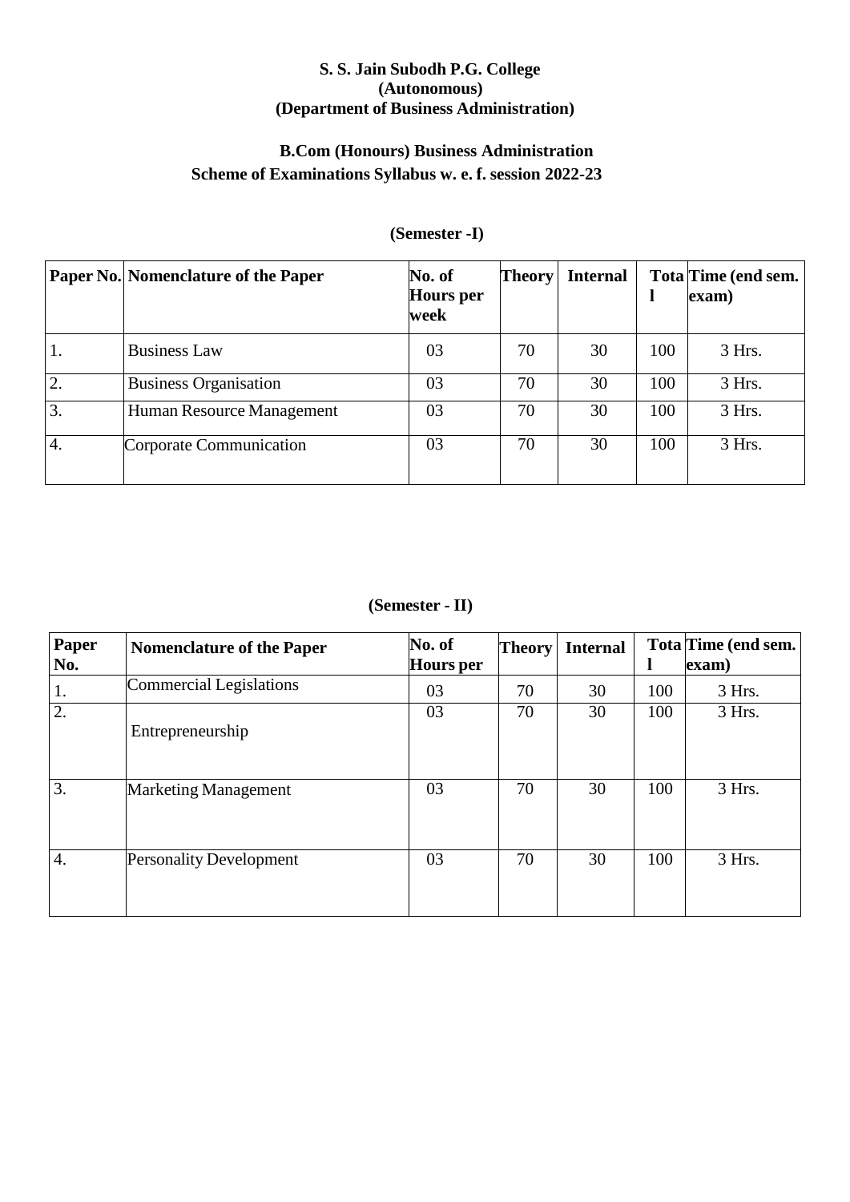**S. S. Jain Subodh P.G. College**
**(Autonomous)**
**(Department of Business Administration)**

**B.Com (Honours) Business Administration**
**Scheme of Examinations Syllabus w. e. f. session 2022-23**

**(Semester -I)**

| Paper No. | Nomenclature of the Paper | No. of Hours per week | Theory | Internal | Total | Time (end sem. exam) |
|---|---|---|---|---|---|---|
| 1. | Business Law | 03 | 70 | 30 | 100 | 3 Hrs. |
| 2. | Business Organisation | 03 | 70 | 30 | 100 | 3 Hrs. |
| 3. | Human Resource Management | 03 | 70 | 30 | 100 | 3 Hrs. |
| 4. | Corporate Communication | 03 | 70 | 30 | 100 | 3 Hrs. |

**(Semester - II)**

| Paper No. | Nomenclature of the Paper | No. of Hours per | Theory | Internal | Total | Time (end sem. exam) |
|---|---|---|---|---|---|---|
| 1. | Commercial Legislations | 03 | 70 | 30 | 100 | 3 Hrs. |
| 2. | Entrepreneurship | 03 | 70 | 30 | 100 | 3 Hrs. |
| 3. | Marketing Management | 03 | 70 | 30 | 100 | 3 Hrs. |
| 4. | Personality Development | 03 | 70 | 30 | 100 | 3 Hrs. |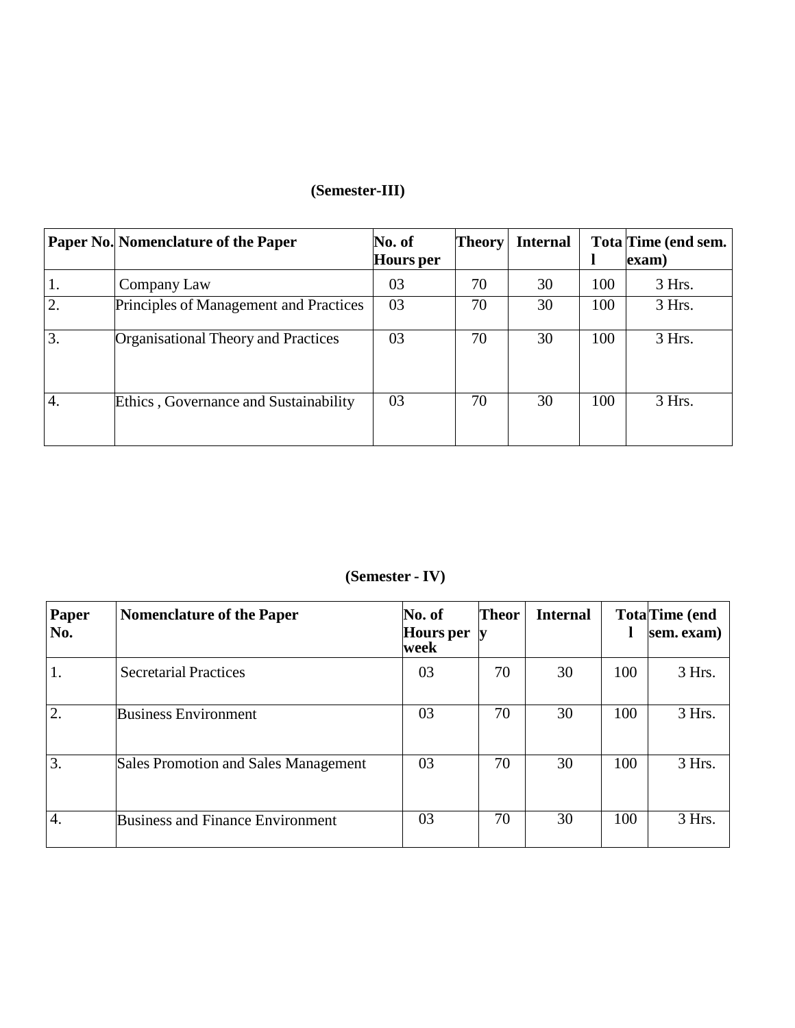**(Semester-III)**

| Paper No. | Nomenclature of the Paper | No. of Hours per | Theory | Internal | Total | Time (end sem. exam) |
|---|---|---|---|---|---|---|
| 1. | Company Law | 03 | 70 | 30 | 100 | 3 Hrs. |
| 2. | Principles of Management and Practices | 03 | 70 | 30 | 100 | 3 Hrs. |
| 3. | Organisational Theory and Practices | 03 | 70 | 30 | 100 | 3 Hrs. |
| 4. | Ethics , Governance and Sustainability | 03 | 70 | 30 | 100 | 3 Hrs. |

**(Semester - IV)**

| Paper No. | Nomenclature of the Paper | No. of Hours per week | Theory | Internal | Total | Time (end sem. exam) |
|---|---|---|---|---|---|---|
| 1. | Secretarial Practices | 03 | 70 | 30 | 100 | 3 Hrs. |
| 2. | Business Environment | 03 | 70 | 30 | 100 | 3 Hrs. |
| 3. | Sales Promotion and Sales Management | 03 | 70 | 30 | 100 | 3 Hrs. |
| 4. | Business and Finance Environment | 03 | 70 | 30 | 100 | 3 Hrs. |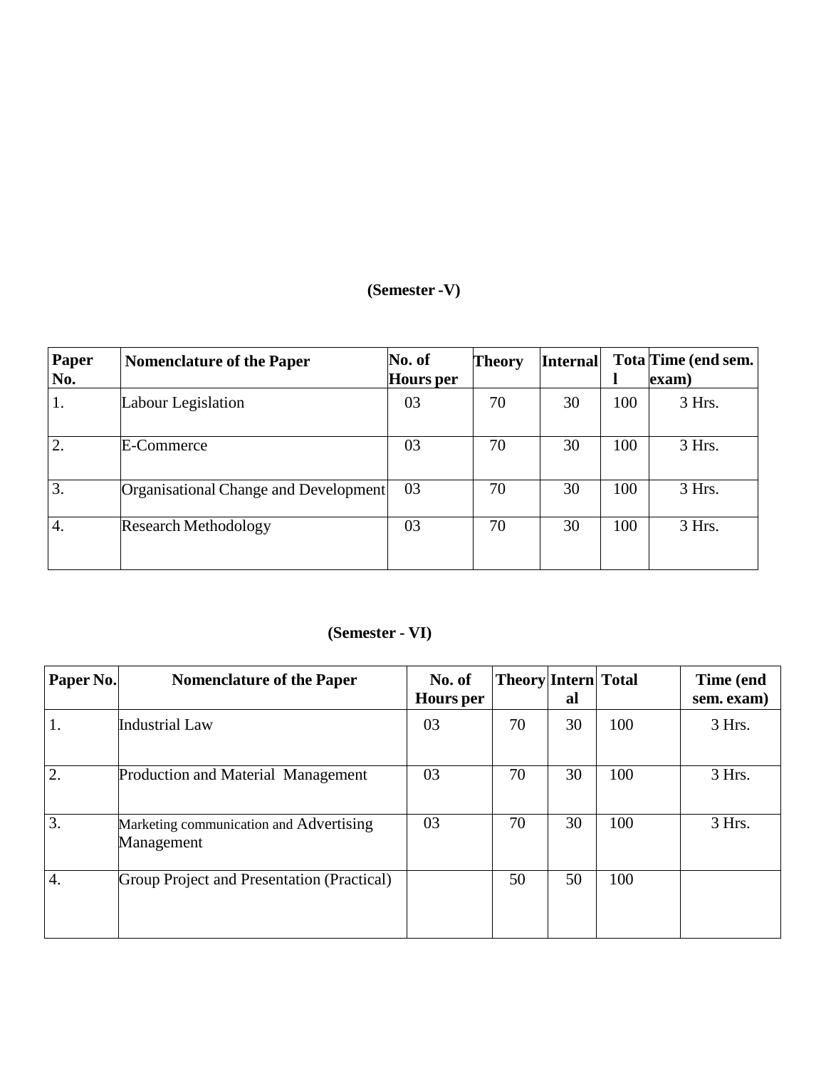**(Semester -V)**

| Paper No. | Nomenclature of the Paper | No. of Hours per | Theory | Internal | Total | Time (end sem. exam) |
|---|---|---|---|---|---|---|
| 1. | Labour Legislation | 03 | 70 | 30 | 100 | 3 Hrs. |
| 2. | E-Commerce | 03 | 70 | 30 | 100 | 3 Hrs. |
| 3. | Organisational Change and Development | 03 | 70 | 30 | 100 | 3 Hrs. |
| 4. | Research Methodology | 03 | 70 | 30 | 100 | 3 Hrs. |

**(Semester - VI)**

| Paper No. | Nomenclature of the Paper | No. of Hours per | Theory | Internal | Total | Time (end sem. exam) |
|---|---|---|---|---|---|---|
| 1. | Industrial Law | 03 | 70 | 30 | 100 | 3 Hrs. |
| 2. | Production and Material Management | 03 | 70 | 30 | 100 | 3 Hrs. |
| 3. | Marketing communication and Advertising Management | 03 | 70 | 30 | 100 | 3 Hrs. |
| 4. | Group Project and Presentation (Practical) | | 50 | 50 | 100 | |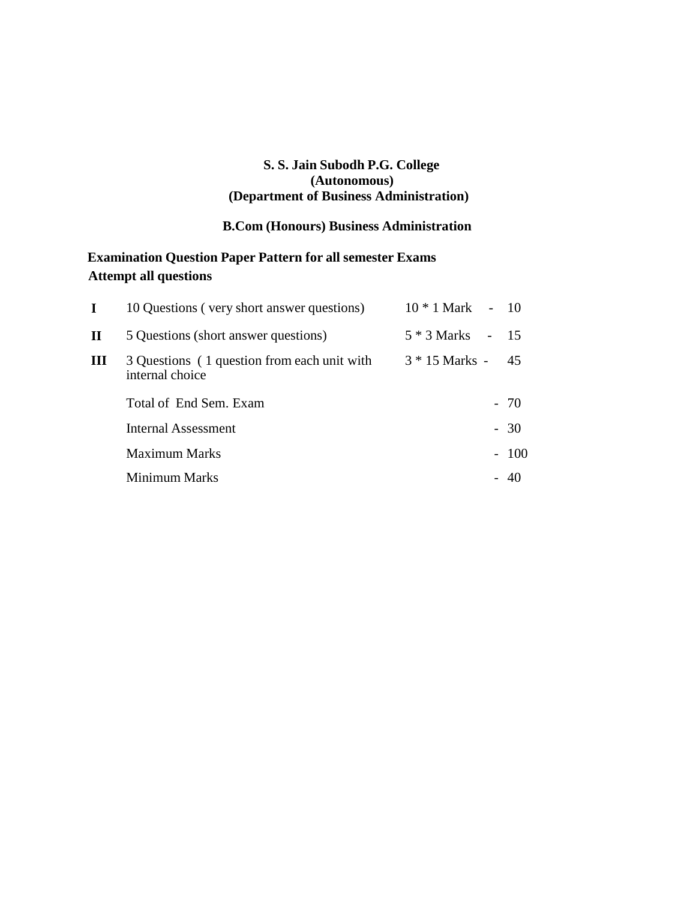**S. S. Jain Subodh P.G. College**
**(Autonomous)**
**(Department of Business Administration)**

**B.Com (Honours) Business Administration**

**Examination Question Paper Pattern for all semester Exams**
**Attempt all questions**

| | | | |
|---|---|---|---|
| **I** | 10 Questions ( very short answer questions) | 10 * 1 Mark - | 10 |
| **II** | 5 Questions (short answer questions) | 5 * 3 Marks - | 15 |
| **III** | 3 Questions ( 1 question from each unit with internal choice | 3 * 15 Marks - | 45 |
| | Total of End Sem. Exam | | - 70 |
| | Internal Assessment | | - 30 |
| | Maximum Marks | | - 100 |
| | Minimum Marks | | - 40 |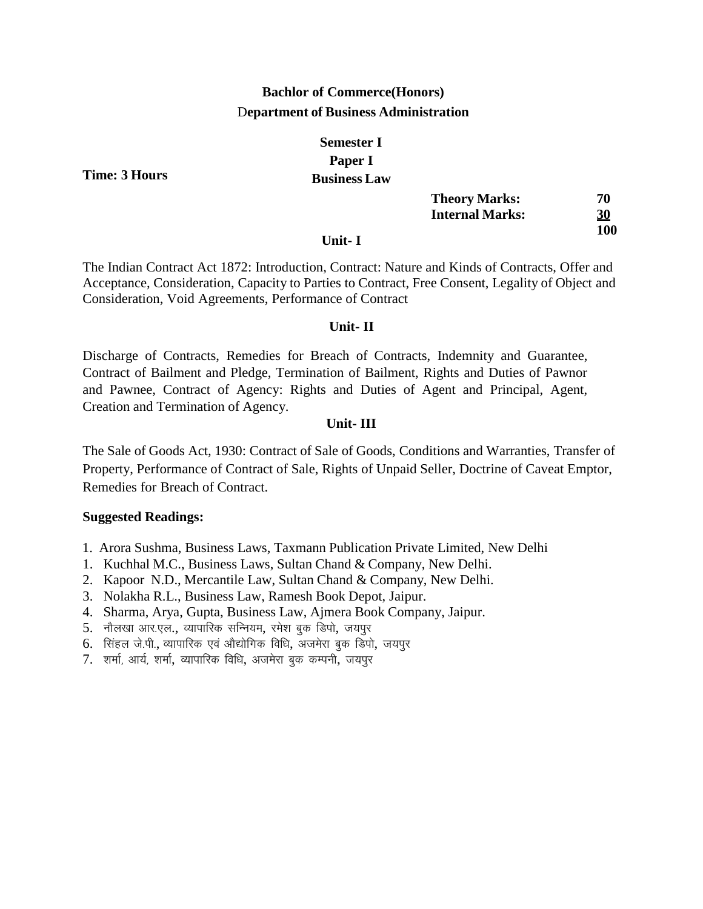# Bachlor of Commerce(Honors)

## Department of Business Administration

### Semester I
### Paper I
### Business Law

**Time: 3 Hours**

| | |
|---|---|
| **Theory Marks:** | **70** |
| **Internal Marks:** | **30** |
| | **100** |

### Unit- I

The Indian Contract Act 1872: Introduction, Contract: Nature and Kinds of Contracts, Offer and Acceptance, Consideration, Capacity to Parties to Contract, Free Consent, Legality of Object and Consideration, Void Agreements, Performance of Contract

### Unit- II

Discharge of Contracts, Remedies for Breach of Contracts, Indemnity and Guarantee, Contract of Bailment and Pledge, Termination of Bailment, Rights and Duties of Pawnor and Pawnee, Contract of Agency: Rights and Duties of Agent and Principal, Agent, Creation and Termination of Agency.

### Unit- III

The Sale of Goods Act, 1930: Contract of Sale of Goods, Conditions and Warranties, Transfer of Property, Performance of Contract of Sale, Rights of Unpaid Seller, Doctrine of Caveat Emptor, Remedies for Breach of Contract.

**Suggested Readings:**

1. Arora Sushma, Business Laws, Taxmann Publication Private Limited, New Delhi
1. Kuchhal M.C., Business Laws, Sultan Chand & Company, New Delhi.
2. Kapoor N.D., Mercantile Law, Sultan Chand & Company, New Delhi.
3. Nolakha R.L., Business Law, Ramesh Book Depot, Jaipur.
4. Sharma, Arya, Gupta, Business Law, Ajmera Book Company, Jaipur.
5. नौलखा आर.एल., व्यापारिक सन्नियम, रमेश बुक डिपो, जयपुर
6. सिंहल जे.पी., व्यापारिक एवं औद्योगिक विधि, अजमेरा बुक डिपो, जयपुर
7. शर्मा, आर्य, शर्मा, व्यापारिक विधि, अजमेरा बुक कम्पनी, जयपुर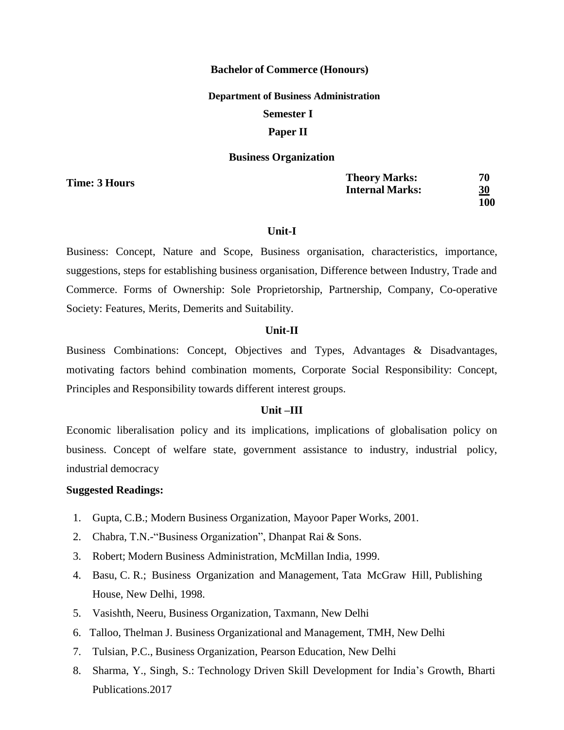**Bachelor of Commerce (Honours)**

**Department of Business Administration**

**Semester I**

**Paper II**

**Business Organization**

**Time: 3 Hours**

| | |
|---|---|
| **Theory Marks:** | **70** |
| **Internal Marks:** | **30** |
| | **100** |

**Unit-I**

Business: Concept, Nature and Scope, Business organisation, characteristics, importance, suggestions, steps for establishing business organisation, Difference between Industry, Trade and Commerce. Forms of Ownership: Sole Proprietorship, Partnership, Company, Co-operative Society: Features, Merits, Demerits and Suitability.

**Unit-II**

Business Combinations: Concept, Objectives and Types, Advantages & Disadvantages, motivating factors behind combination moments, Corporate Social Responsibility: Concept, Principles and Responsibility towards different interest groups.

**Unit –III**

Economic liberalisation policy and its implications, implications of globalisation policy on business. Concept of welfare state, government assistance to industry, industrial policy, industrial democracy

**Suggested Readings:**

1. Gupta, C.B.; Modern Business Organization, Mayoor Paper Works, 2001.
2. Chabra, T.N.-"Business Organization", Dhanpat Rai & Sons.
3. Robert; Modern Business Administration, McMillan India, 1999.
4. Basu, C. R.; Business Organization and Management, Tata McGraw Hill, Publishing House, New Delhi, 1998.
5. Vasishth, Neeru, Business Organization, Taxmann, New Delhi
6. Talloo, Thelman J. Business Organizational and Management, TMH, New Delhi
7. Tulsian, P.C., Business Organization, Pearson Education, New Delhi
8. Sharma, Y., Singh, S.: Technology Driven Skill Development for India's Growth, Bharti Publications.2017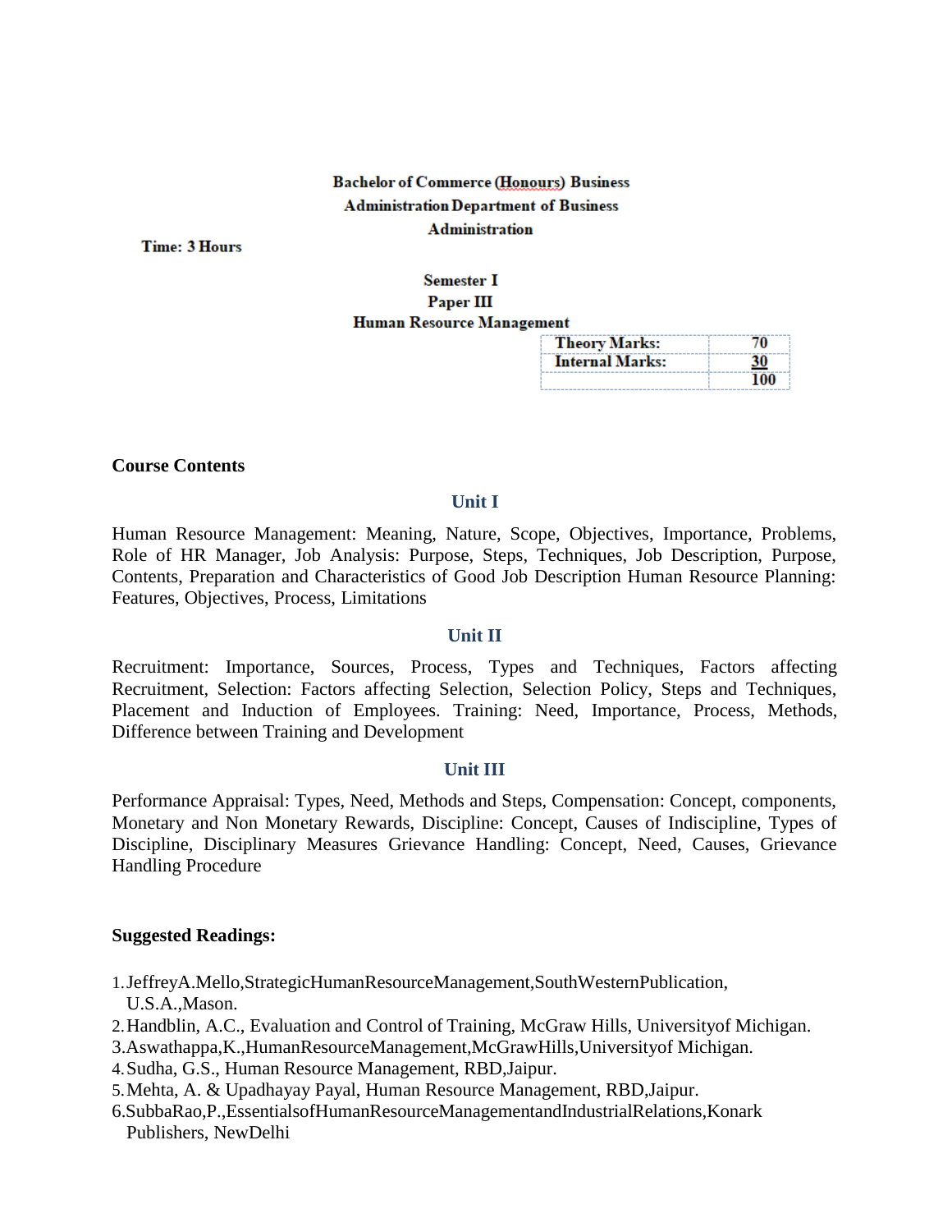**Bachelor of Commerce (Honours) Business Administration Department of Business Administration**

**Time: 3 Hours**

**Semester I**

**Paper III**

**Human Resource Management**

| | |
|---|---|
| **Theory Marks:** | **70** |
| **Internal Marks:** | **30** |
| | **100** |

**Course Contents**

### Unit I

Human Resource Management: Meaning, Nature, Scope, Objectives, Importance, Problems, Role of HR Manager, Job Analysis: Purpose, Steps, Techniques, Job Description, Purpose, Contents, Preparation and Characteristics of Good Job Description Human Resource Planning: Features, Objectives, Process, Limitations

### Unit II

Recruitment: Importance, Sources, Process, Types and Techniques, Factors affecting Recruitment, Selection: Factors affecting Selection, Selection Policy, Steps and Techniques, Placement and Induction of Employees. Training: Need, Importance, Process, Methods, Difference between Training and Development

### Unit III

Performance Appraisal: Types, Need, Methods and Steps, Compensation: Concept, components, Monetary and Non Monetary Rewards, Discipline: Concept, Causes of Indiscipline, Types of Discipline, Disciplinary Measures Grievance Handling: Concept, Need, Causes, Grievance Handling Procedure

**Suggested Readings:**

1. JeffreyA.Mello,StrategicHumanResourceManagement,SouthWesternPublication, U.S.A.,Mason.
2. Handblin, A.C., Evaluation and Control of Training, McGraw Hills, Universityof Michigan.
3. Aswathappa,K.,HumanResourceManagement,McGrawHills,Universityof Michigan.
4. Sudha, G.S., Human Resource Management, RBD,Jaipur.
5. Mehta, A. & Upadhayay Payal, Human Resource Management, RBD,Jaipur.
6. SubbaRao,P.,EssentialsofHumanResourceManagementandIndustrialRelations,Konark Publishers, NewDelhi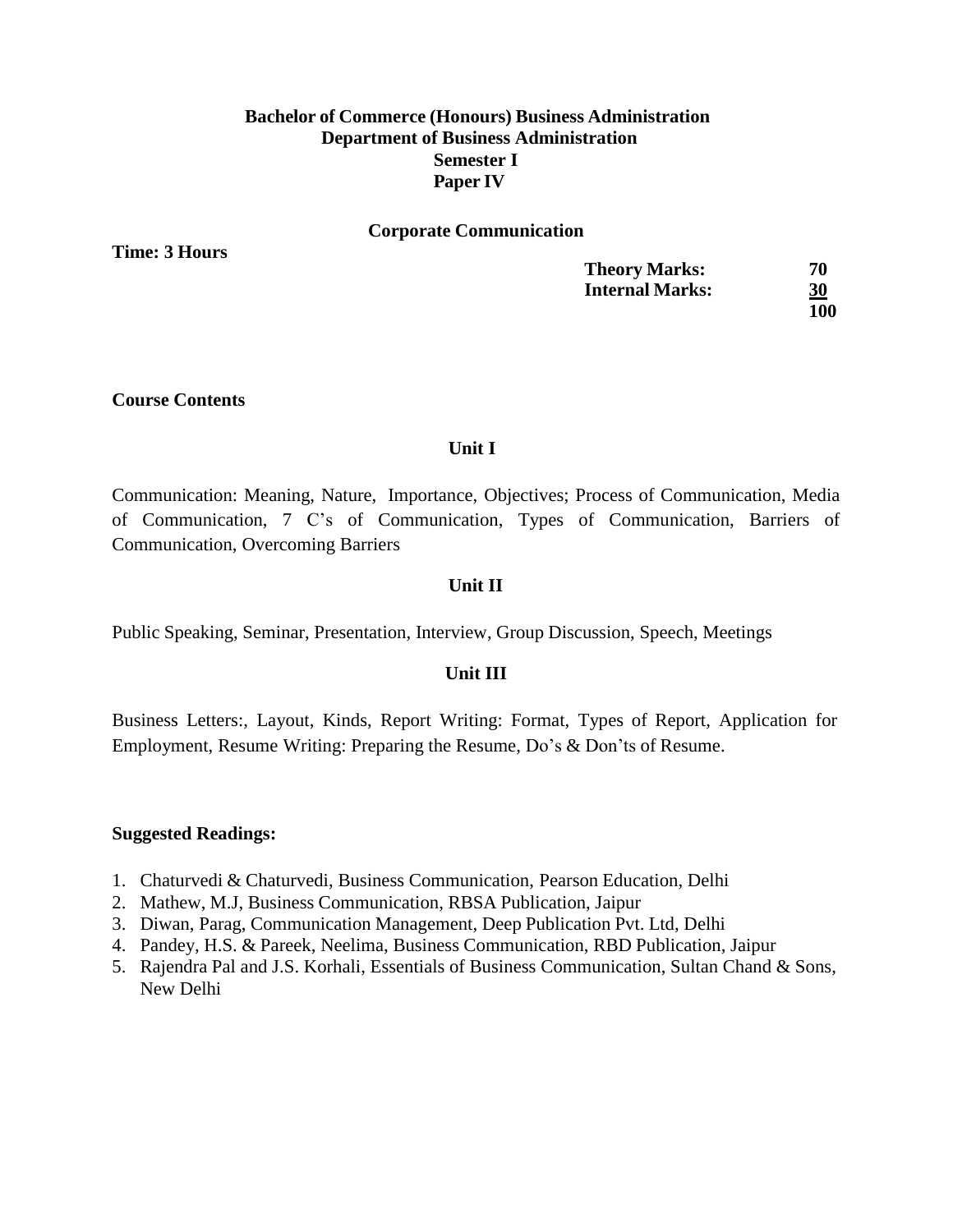**Bachelor of Commerce (Honours) Business Administration**
**Department of Business Administration**
**Semester I**
**Paper IV**

## Corporate Communication

**Time: 3 Hours**

| | |
|---|---|
| **Theory Marks:** | **70** |
| **Internal Marks:** | **30** |
| | **100** |

**Course Contents**

### Unit I

Communication: Meaning, Nature, Importance, Objectives; Process of Communication, Media of Communication, 7 C's of Communication, Types of Communication, Barriers of Communication, Overcoming Barriers

### Unit II

Public Speaking, Seminar, Presentation, Interview, Group Discussion, Speech, Meetings

### Unit III

Business Letters:, Layout, Kinds, Report Writing: Format, Types of Report, Application for Employment, Resume Writing: Preparing the Resume, Do's & Don'ts of Resume.

**Suggested Readings:**

1. Chaturvedi & Chaturvedi, Business Communication, Pearson Education, Delhi
2. Mathew, M.J, Business Communication, RBSA Publication, Jaipur
3. Diwan, Parag, Communication Management, Deep Publication Pvt. Ltd, Delhi
4. Pandey, H.S. & Pareek, Neelima, Business Communication, RBD Publication, Jaipur
5. Rajendra Pal and J.S. Korhali, Essentials of Business Communication, Sultan Chand & Sons, New Delhi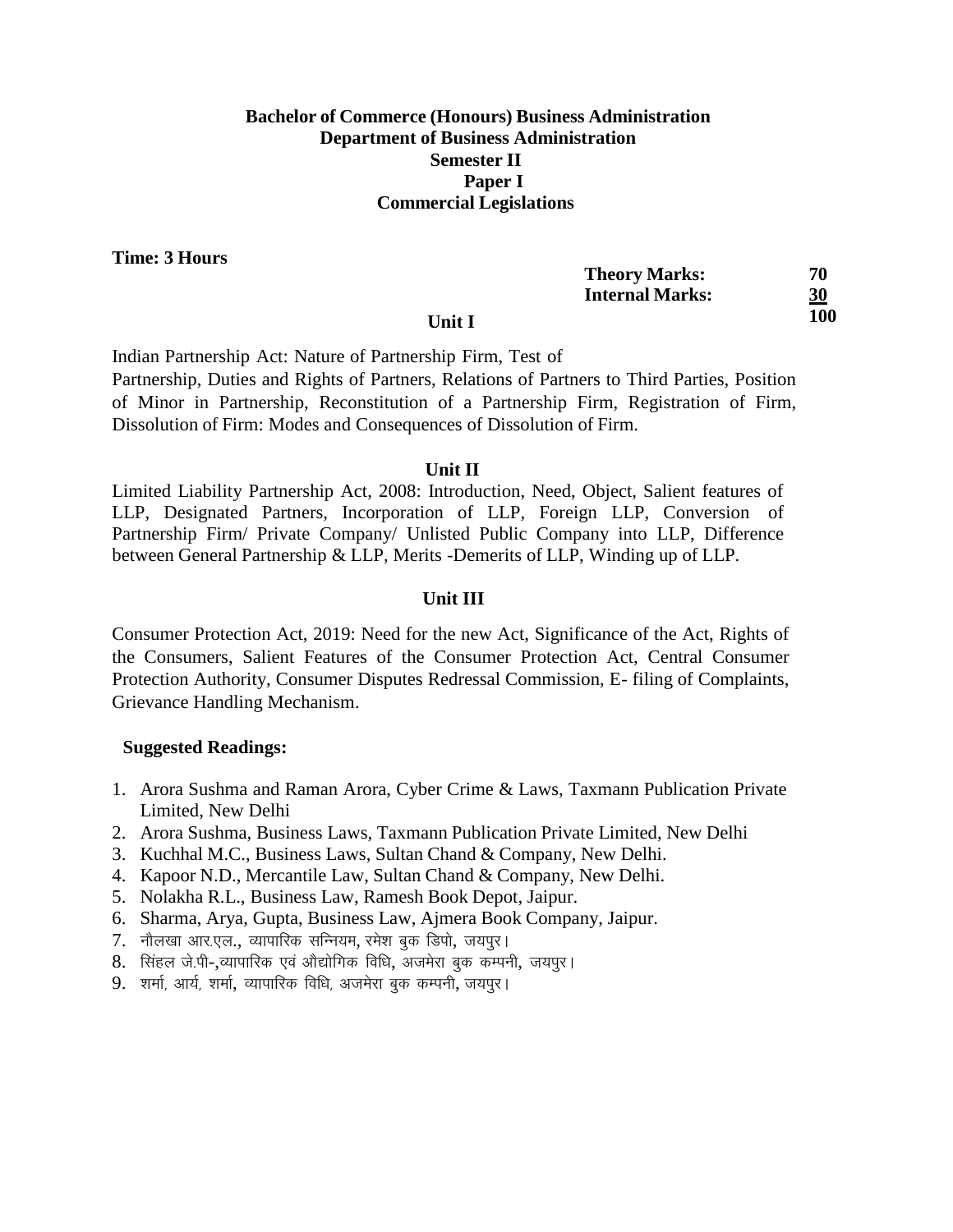**Bachelor of Commerce (Honours) Business Administration**
**Department of Business Administration**
**Semester II**
**Paper I**
**Commercial Legislations**

**Time: 3 Hours**

| | |
|---|---|
| **Theory Marks:** | **70** |
| **Internal Marks:** | **30** |
| | **100** |

### Unit I

Indian Partnership Act: Nature of Partnership Firm, Test of Partnership, Duties and Rights of Partners, Relations of Partners to Third Parties, Position of Minor in Partnership, Reconstitution of a Partnership Firm, Registration of Firm, Dissolution of Firm: Modes and Consequences of Dissolution of Firm.

### Unit II

Limited Liability Partnership Act, 2008: Introduction, Need, Object, Salient features of LLP, Designated Partners, Incorporation of LLP, Foreign LLP, Conversion of Partnership Firm/ Private Company/ Unlisted Public Company into LLP, Difference between General Partnership & LLP, Merits -Demerits of LLP, Winding up of LLP.

### Unit III

Consumer Protection Act, 2019: Need for the new Act, Significance of the Act, Rights of the Consumers, Salient Features of the Consumer Protection Act, Central Consumer Protection Authority, Consumer Disputes Redressal Commission, E- filing of Complaints, Grievance Handling Mechanism.

**Suggested Readings:**

1. Arora Sushma and Raman Arora, Cyber Crime & Laws, Taxmann Publication Private Limited, New Delhi
2. Arora Sushma, Business Laws, Taxmann Publication Private Limited, New Delhi
3. Kuchhal M.C., Business Laws, Sultan Chand & Company, New Delhi.
4. Kapoor N.D., Mercantile Law, Sultan Chand & Company, New Delhi.
5. Nolakha R.L., Business Law, Ramesh Book Depot, Jaipur.
6. Sharma, Arya, Gupta, Business Law, Ajmera Book Company, Jaipur.
7. नौलखा आर.एल., व्यापारिक सन्नियम, रमेश बुक डिपो, जयपुर।
8. सिंहल जे.पी.-,व्यापारिक एवं औद्योगिक विधि, अजमेरा बुक कम्पनी, जयपुर।
9. शर्मा, आर्य, शर्मा, व्यापारिक विधि, अजमेरा बुक कम्पनी, जयपुर।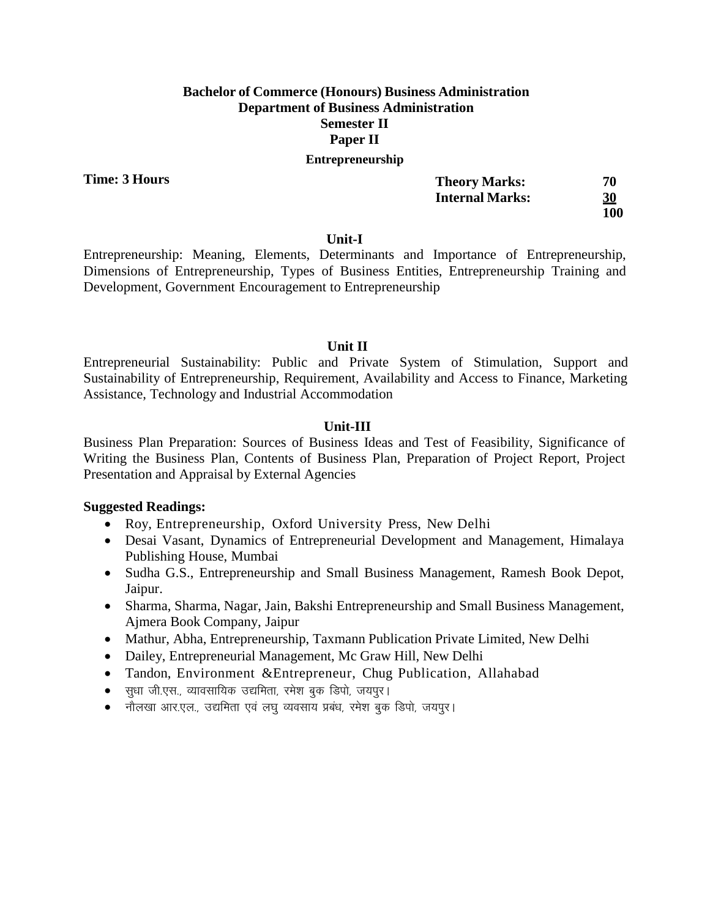**Bachelor of Commerce (Honours) Business Administration**
**Department of Business Administration**
**Semester II**
**Paper II**

**Entrepreneurship**

**Time: 3 Hours**

| | |
|---|---|
| **Theory Marks:** | **70** |
| **Internal Marks:** | **30** |
| | **100** |

### Unit-I

Entrepreneurship: Meaning, Elements, Determinants and Importance of Entrepreneurship, Dimensions of Entrepreneurship, Types of Business Entities, Entrepreneurship Training and Development, Government Encouragement to Entrepreneurship

### Unit II

Entrepreneurial Sustainability: Public and Private System of Stimulation, Support and Sustainability of Entrepreneurship, Requirement, Availability and Access to Finance, Marketing Assistance, Technology and Industrial Accommodation

### Unit-III

Business Plan Preparation: Sources of Business Ideas and Test of Feasibility, Significance of Writing the Business Plan, Contents of Business Plan, Preparation of Project Report, Project Presentation and Appraisal by External Agencies

**Suggested Readings:**

- Roy, Entrepreneurship, Oxford University Press, New Delhi
- Desai Vasant, Dynamics of Entrepreneurial Development and Management, Himalaya Publishing House, Mumbai
- Sudha G.S., Entrepreneurship and Small Business Management, Ramesh Book Depot, Jaipur.
- Sharma, Sharma, Nagar, Jain, Bakshi Entrepreneurship and Small Business Management, Ajmera Book Company, Jaipur
- Mathur, Abha, Entrepreneurship, Taxmann Publication Private Limited, New Delhi
- Dailey, Entrepreneurial Management, Mc Graw Hill, New Delhi
- Tandon, Environment &Entrepreneur, Chug Publication, Allahabad
- सुधा जी.एस., व्यावसायिक उद्यमिता, रमेश बुक डिपो, जयपुर।
- नौलखा आर.एल., उद्यमिता एवं लघु व्यवसाय प्रबंध, रमेश बुक डिपो, जयपुर।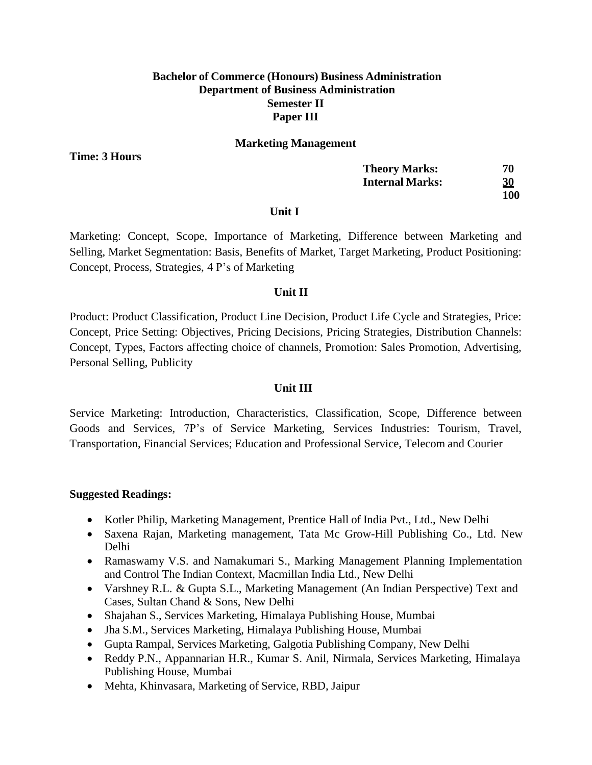**Bachelor of Commerce (Honours) Business Administration**
**Department of Business Administration**
**Semester II**
**Paper III**

## Marketing Management

**Time: 3 Hours**

| | |
|---|---|
| **Theory Marks:** | **70** |
| **Internal Marks:** | **30** |
| | **100** |

### Unit I

Marketing: Concept, Scope, Importance of Marketing, Difference between Marketing and Selling, Market Segmentation: Basis, Benefits of Market, Target Marketing, Product Positioning: Concept, Process, Strategies, 4 P's of Marketing

### Unit II

Product: Product Classification, Product Line Decision, Product Life Cycle and Strategies, Price: Concept, Price Setting: Objectives, Pricing Decisions, Pricing Strategies, Distribution Channels: Concept, Types, Factors affecting choice of channels, Promotion: Sales Promotion, Advertising, Personal Selling, Publicity

### Unit III

Service Marketing: Introduction, Characteristics, Classification, Scope, Difference between Goods and Services, 7P's of Service Marketing, Services Industries: Tourism, Travel, Transportation, Financial Services; Education and Professional Service, Telecom and Courier

**Suggested Readings:**

- Kotler Philip, Marketing Management, Prentice Hall of India Pvt., Ltd., New Delhi
- Saxena Rajan, Marketing management, Tata Mc Grow-Hill Publishing Co., Ltd. New Delhi
- Ramaswamy V.S. and Namakumari S., Marking Management Planning Implementation and Control The Indian Context, Macmillan India Ltd., New Delhi
- Varshney R.L. & Gupta S.L., Marketing Management (An Indian Perspective) Text and Cases, Sultan Chand & Sons, New Delhi
- Shajahan S., Services Marketing, Himalaya Publishing House, Mumbai
- Jha S.M., Services Marketing, Himalaya Publishing House, Mumbai
- Gupta Rampal, Services Marketing, Galgotia Publishing Company, New Delhi
- Reddy P.N., Appannarian H.R., Kumar S. Anil, Nirmala, Services Marketing, Himalaya Publishing House, Mumbai
- Mehta, Khinvasara, Marketing of Service, RBD, Jaipur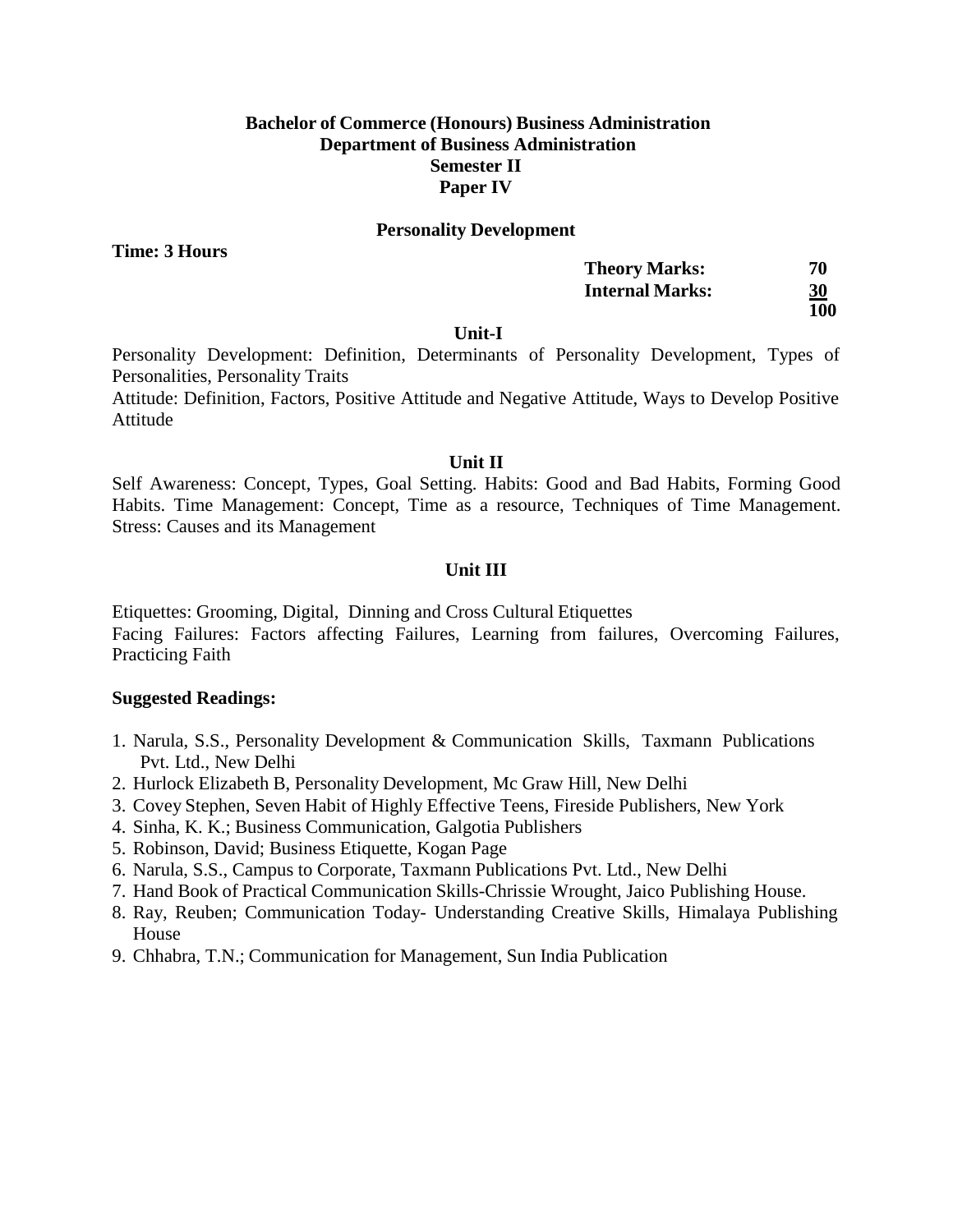**Bachelor of Commerce (Honours) Business Administration**
**Department of Business Administration**
**Semester II**
**Paper IV**

## Personality Development

**Time: 3 Hours**

| | |
|---|---|
| **Theory Marks:** | **70** |
| **Internal Marks:** | **30** |
| | **100** |

### Unit-I

Personality Development: Definition, Determinants of Personality Development, Types of Personalities, Personality Traits

Attitude: Definition, Factors, Positive Attitude and Negative Attitude, Ways to Develop Positive Attitude

### Unit II

Self Awareness: Concept, Types, Goal Setting. Habits: Good and Bad Habits, Forming Good Habits. Time Management: Concept, Time as a resource, Techniques of Time Management. Stress: Causes and its Management

### Unit III

Etiquettes: Grooming, Digital, Dinning and Cross Cultural Etiquettes

Facing Failures: Factors affecting Failures, Learning from failures, Overcoming Failures, Practicing Faith

**Suggested Readings:**

1. Narula, S.S., Personality Development & Communication Skills, Taxmann Publications Pvt. Ltd., New Delhi
2. Hurlock Elizabeth B, Personality Development, Mc Graw Hill, New Delhi
3. Covey Stephen, Seven Habit of Highly Effective Teens, Fireside Publishers, New York
4. Sinha, K. K.; Business Communication, Galgotia Publishers
5. Robinson, David; Business Etiquette, Kogan Page
6. Narula, S.S., Campus to Corporate, Taxmann Publications Pvt. Ltd., New Delhi
7. Hand Book of Practical Communication Skills-Chrissie Wrought, Jaico Publishing House.
8. Ray, Reuben; Communication Today- Understanding Creative Skills, Himalaya Publishing House
9. Chhabra, T.N.; Communication for Management, Sun India Publication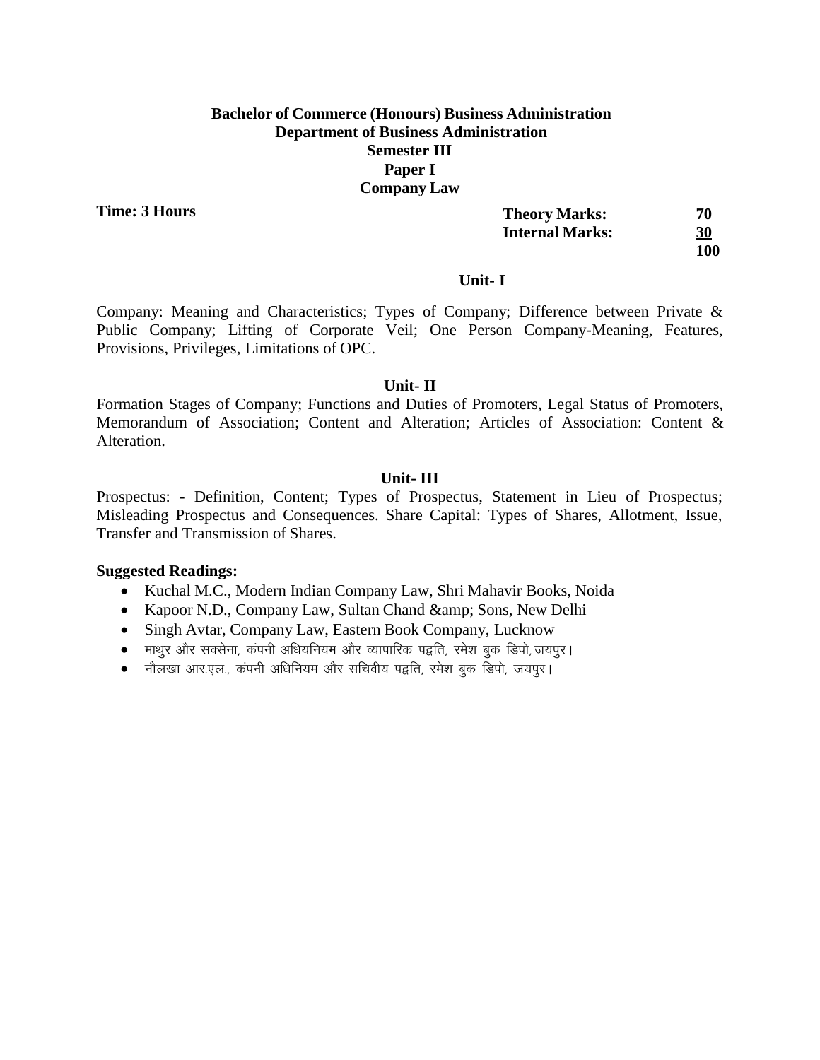**Bachelor of Commerce (Honours) Business Administration**
**Department of Business Administration**
**Semester III**
**Paper I**
**Company Law**

**Time: 3 Hours**

| | |
|---|---|
| **Theory Marks:** | **70** |
| **Internal Marks:** | **30** |
| | **100** |

### Unit- I

Company: Meaning and Characteristics; Types of Company; Difference between Private & Public Company; Lifting of Corporate Veil; One Person Company-Meaning, Features, Provisions, Privileges, Limitations of OPC.

### Unit- II

Formation Stages of Company; Functions and Duties of Promoters, Legal Status of Promoters, Memorandum of Association; Content and Alteration; Articles of Association: Content & Alteration.

### Unit- III

Prospectus: - Definition, Content; Types of Prospectus, Statement in Lieu of Prospectus; Misleading Prospectus and Consequences. Share Capital: Types of Shares, Allotment, Issue, Transfer and Transmission of Shares.

**Suggested Readings:**

- Kuchal M.C., Modern Indian Company Law, Shri Mahavir Books, Noida
- Kapoor N.D., Company Law, Sultan Chand &amp; Sons, New Delhi
- Singh Avtar, Company Law, Eastern Book Company, Lucknow
- माथुर और सक्सेना, कंपनी अधियनियम और व्यापारिक पद्वति, रमेश बुक डिपो, जयपुर।
- नौलखा आर.एल., कंपनी अधिनियम और सचिवीय पद्वति, रमेश बुक डिपो, जयपुर।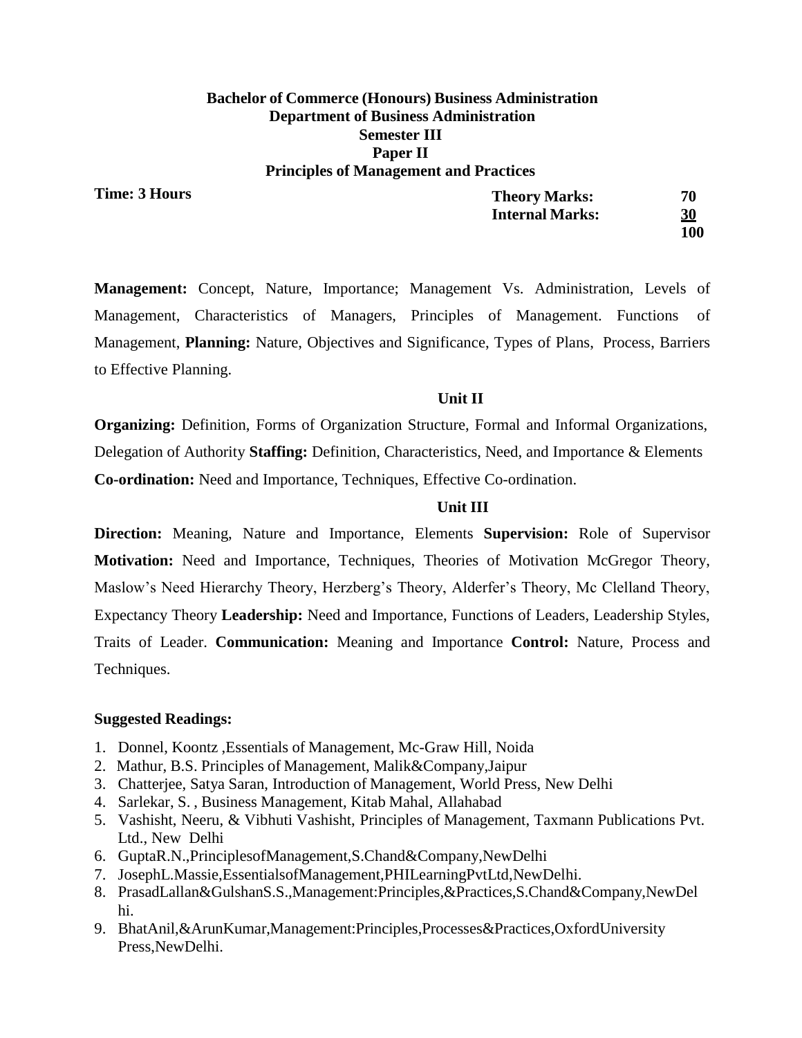**Bachelor of Commerce (Honours) Business Administration**
**Department of Business Administration**
**Semester III**
**Paper II**
**Principles of Management and Practices**

**Time: 3 Hours**

| | |
|---|---|
| **Theory Marks:** | **70** |
| **Internal Marks:** | **30** |
| | **100** |

**Management:** Concept, Nature, Importance; Management Vs. Administration, Levels of Management, Characteristics of Managers, Principles of Management. Functions of Management, **Planning:** Nature, Objectives and Significance, Types of Plans, Process, Barriers to Effective Planning.

**Unit II**

**Organizing:** Definition, Forms of Organization Structure, Formal and Informal Organizations, Delegation of Authority **Staffing:** Definition, Characteristics, Need, and Importance & Elements **Co-ordination:** Need and Importance, Techniques, Effective Co-ordination.

**Unit III**

**Direction:** Meaning, Nature and Importance, Elements **Supervision:** Role of Supervisor **Motivation:** Need and Importance, Techniques, Theories of Motivation McGregor Theory, Maslow's Need Hierarchy Theory, Herzberg's Theory, Alderfer's Theory, Mc Clelland Theory, Expectancy Theory **Leadership:** Need and Importance, Functions of Leaders, Leadership Styles, Traits of Leader. **Communication:** Meaning and Importance **Control:** Nature, Process and Techniques.

**Suggested Readings:**

1. Donnel, Koontz ,Essentials of Management, Mc-Graw Hill, Noida
2. Mathur, B.S. Principles of Management, Malik&Company,Jaipur
3. Chatterjee, Satya Saran, Introduction of Management, World Press, New Delhi
4. Sarlekar, S. , Business Management, Kitab Mahal, Allahabad
5. Vashisht, Neeru, & Vibhuti Vashisht, Principles of Management, Taxmann Publications Pvt. Ltd., New Delhi
6. GuptaR.N.,PrinciplesofManagement,S.Chand&Company,NewDelhi
7. JosephL.Massie,EssentialsofManagement,PHILearningPvtLtd,NewDelhi.
8. PrasadLallan&GulshanS.S.,Management:Principles,&Practices,S.Chand&Company,NewDelhi.
9. BhatAnil,&ArunKumar,Management:Principles,Processes&Practices,OxfordUniversity Press,NewDelhi.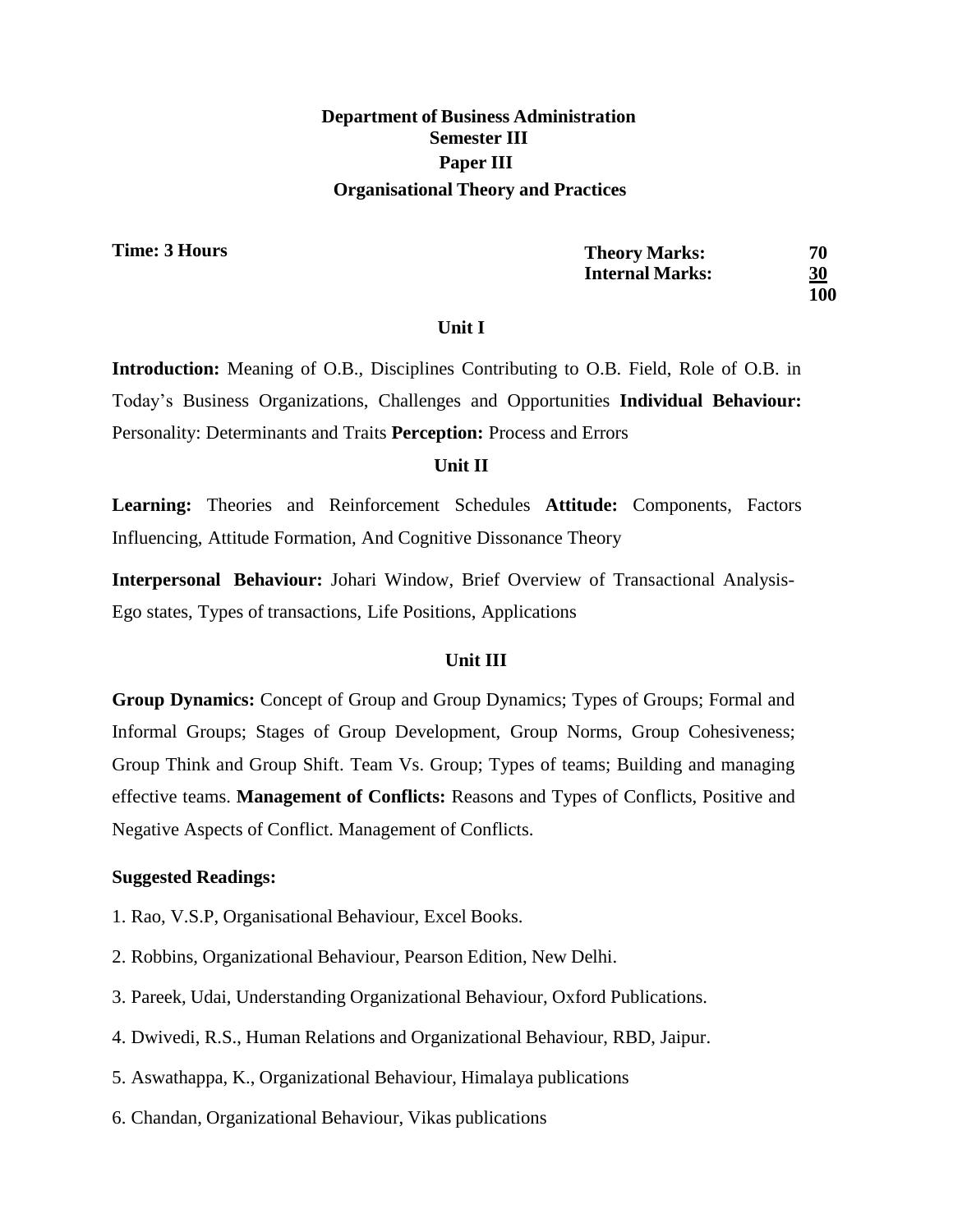# Department of Business Administration

## Semester III

## Paper III

## Organisational Theory and Practices

**Time: 3 Hours**

| | |
|---|---|
| **Theory Marks:** | **70** |
| **Internal Marks:** | **30** |
| | **100** |

### Unit I

**Introduction:** Meaning of O.B., Disciplines Contributing to O.B. Field, Role of O.B. in Today's Business Organizations, Challenges and Opportunities **Individual Behaviour:** Personality: Determinants and Traits **Perception:** Process and Errors

### Unit II

**Learning:** Theories and Reinforcement Schedules **Attitude:** Components, Factors Influencing, Attitude Formation, And Cognitive Dissonance Theory

**Interpersonal Behaviour:** Johari Window, Brief Overview of Transactional Analysis-Ego states, Types of transactions, Life Positions, Applications

### Unit III

**Group Dynamics:** Concept of Group and Group Dynamics; Types of Groups; Formal and Informal Groups; Stages of Group Development, Group Norms, Group Cohesiveness; Group Think and Group Shift. Team Vs. Group; Types of teams; Building and managing effective teams. **Management of Conflicts:** Reasons and Types of Conflicts, Positive and Negative Aspects of Conflict. Management of Conflicts.

**Suggested Readings:**

1. Rao, V.S.P, Organisational Behaviour, Excel Books.
2. Robbins, Organizational Behaviour, Pearson Edition, New Delhi.
3. Pareek, Udai, Understanding Organizational Behaviour, Oxford Publications.
4. Dwivedi, R.S., Human Relations and Organizational Behaviour, RBD, Jaipur.
5. Aswathappa, K., Organizational Behaviour, Himalaya publications
6. Chandan, Organizational Behaviour, Vikas publications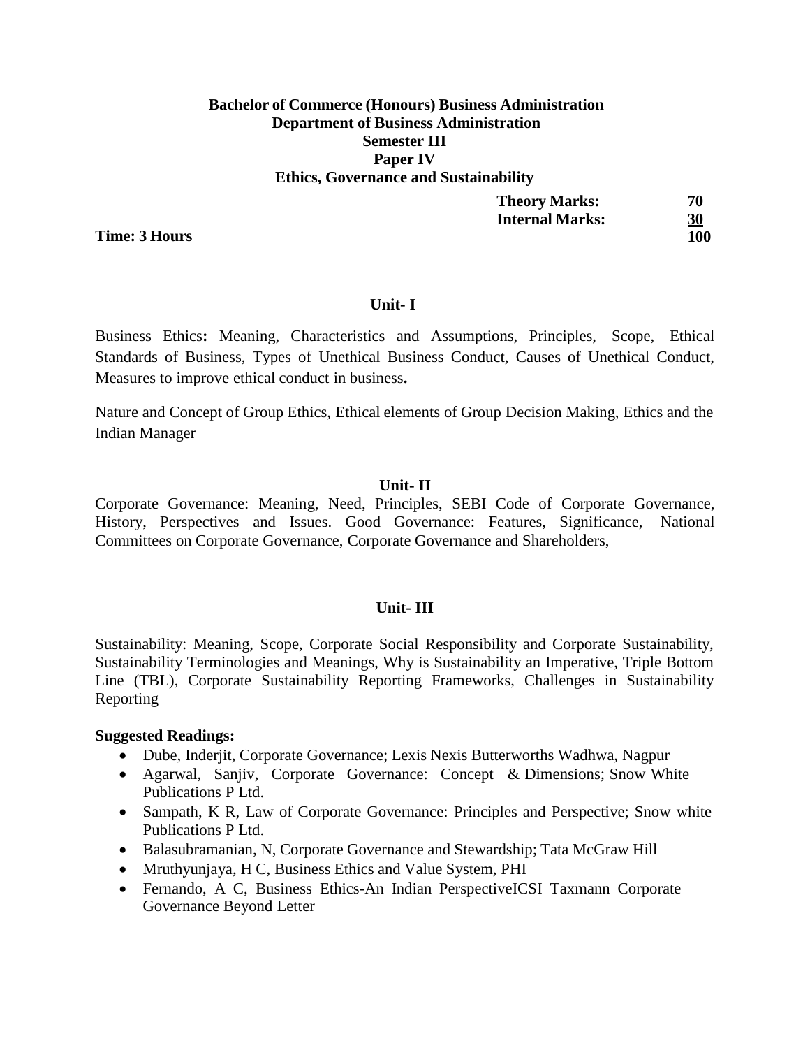**Bachelor of Commerce (Honours) Business Administration**
**Department of Business Administration**
**Semester III**
**Paper IV**
**Ethics, Governance and Sustainability**

| | | |
|---|---|---|
| | **Theory Marks:** | **70** |
| | **Internal Marks:** | **30** |
| **Time: 3 Hours** | | **100** |

### Unit- I

Business Ethics**:** Meaning, Characteristics and Assumptions, Principles, Scope, Ethical Standards of Business, Types of Unethical Business Conduct, Causes of Unethical Conduct, Measures to improve ethical conduct in business**.**

Nature and Concept of Group Ethics, Ethical elements of Group Decision Making, Ethics and the Indian Manager

### Unit- II

Corporate Governance: Meaning, Need, Principles, SEBI Code of Corporate Governance, History, Perspectives and Issues. Good Governance: Features, Significance, National Committees on Corporate Governance, Corporate Governance and Shareholders,

### Unit- III

Sustainability: Meaning, Scope, Corporate Social Responsibility and Corporate Sustainability, Sustainability Terminologies and Meanings, Why is Sustainability an Imperative, Triple Bottom Line (TBL), Corporate Sustainability Reporting Frameworks, Challenges in Sustainability Reporting

**Suggested Readings:**

- Dube, Inderjit, Corporate Governance; Lexis Nexis Butterworths Wadhwa, Nagpur
- Agarwal, Sanjiv, Corporate Governance: Concept & Dimensions; Snow White Publications P Ltd.
- Sampath, K R, Law of Corporate Governance: Principles and Perspective; Snow white Publications P Ltd.
- Balasubramanian, N, Corporate Governance and Stewardship; Tata McGraw Hill
- Mruthyunjaya, H C, Business Ethics and Value System, PHI
- Fernando, A C, Business Ethics-An Indian PerspectiveICSI Taxmann Corporate Governance Beyond Letter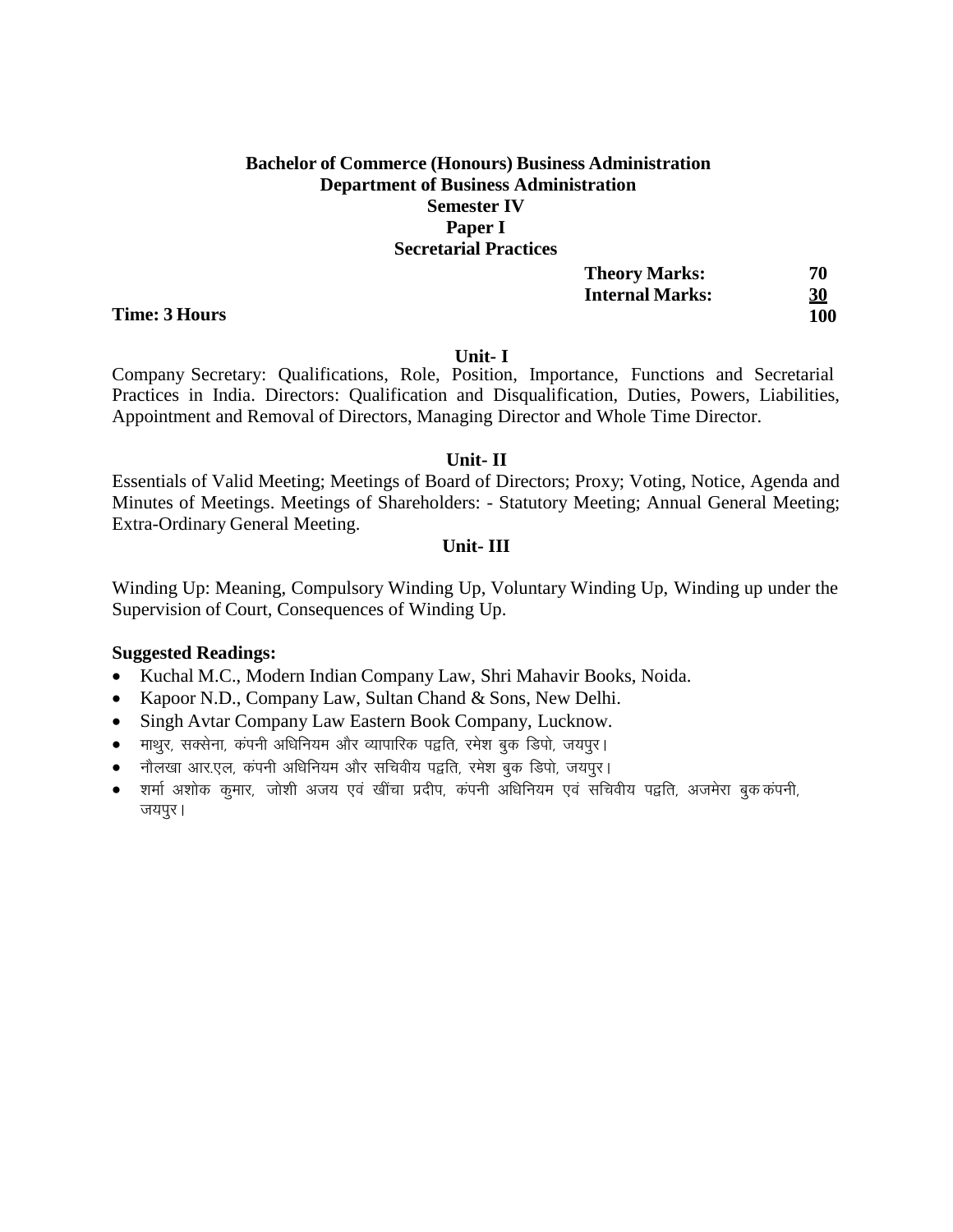**Bachelor of Commerce (Honours) Business Administration**
**Department of Business Administration**
**Semester IV**
**Paper I**
**Secretarial Practices**

| | | |
|---|---|---|
| | **Theory Marks:** | **70** |
| | **Internal Marks:** | **30** |
| **Time: 3 Hours** | | **100** |

**Unit- I**

Company Secretary: Qualifications, Role, Position, Importance, Functions and Secretarial Practices in India. Directors: Qualification and Disqualification, Duties, Powers, Liabilities, Appointment and Removal of Directors, Managing Director and Whole Time Director.

**Unit- II**

Essentials of Valid Meeting; Meetings of Board of Directors; Proxy; Voting, Notice, Agenda and Minutes of Meetings. Meetings of Shareholders: - Statutory Meeting; Annual General Meeting; Extra-Ordinary General Meeting.

**Unit- III**

Winding Up: Meaning, Compulsory Winding Up, Voluntary Winding Up, Winding up under the Supervision of Court, Consequences of Winding Up.

**Suggested Readings:**

- Kuchal M.C., Modern Indian Company Law, Shri Mahavir Books, Noida.
- Kapoor N.D., Company Law, Sultan Chand & Sons, New Delhi.
- Singh Avtar Company Law Eastern Book Company, Lucknow.
- माथुर, सक्सेना, कंपनी अधिनियम और व्यापारिक पद्वति, रमेश बुक डिपो, जयपुर।
- नौलखा आर.एल, कंपनी अधिनियम और सचिवीय पद्वति, रमेश बुक डिपो, जयपुर।
- शर्मा अशोक कुमार, जोशी अजय एवं खींचा प्रदीप, कंपनी अधिनियम एवं सचिवीय पद्वति, अजमेरा बुक कंपनी, जयपुर।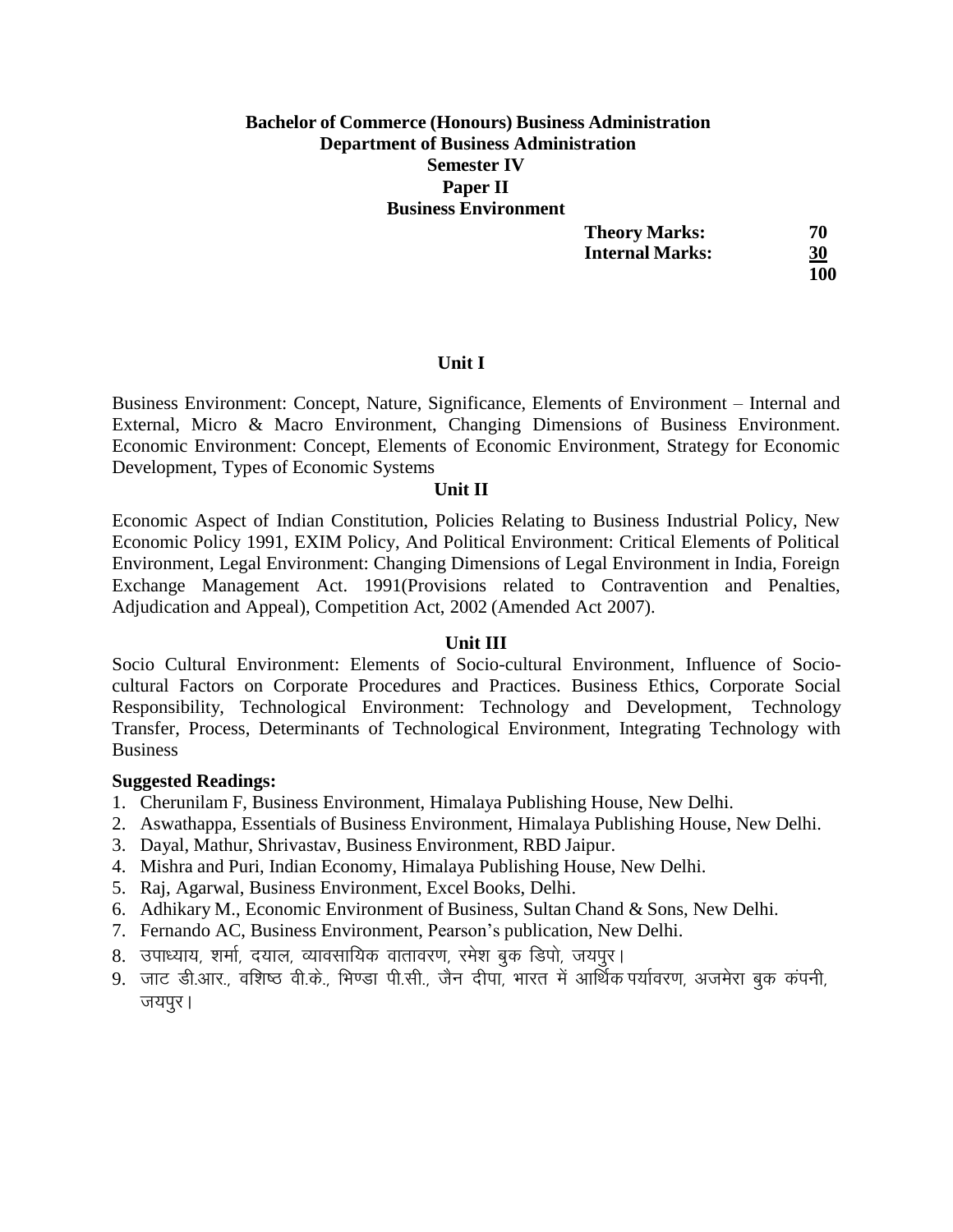**Bachelor of Commerce (Honours) Business Administration**
**Department of Business Administration**
**Semester IV**
**Paper II**
**Business Environment**

| | |
|---|---|
| **Theory Marks:** | **70** |
| **Internal Marks:** | **30** |
| | **100** |

## Unit I

Business Environment: Concept, Nature, Significance, Elements of Environment – Internal and External, Micro & Macro Environment, Changing Dimensions of Business Environment. Economic Environment: Concept, Elements of Economic Environment, Strategy for Economic Development, Types of Economic Systems

## Unit II

Economic Aspect of Indian Constitution, Policies Relating to Business Industrial Policy, New Economic Policy 1991, EXIM Policy, And Political Environment: Critical Elements of Political Environment, Legal Environment: Changing Dimensions of Legal Environment in India, Foreign Exchange Management Act. 1991(Provisions related to Contravention and Penalties, Adjudication and Appeal), Competition Act, 2002 (Amended Act 2007).

## Unit III

Socio Cultural Environment: Elements of Socio-cultural Environment, Influence of Socio-cultural Factors on Corporate Procedures and Practices. Business Ethics, Corporate Social Responsibility, Technological Environment: Technology and Development, Technology Transfer, Process, Determinants of Technological Environment, Integrating Technology with Business

**Suggested Readings:**

1. Cherunilam F, Business Environment, Himalaya Publishing House, New Delhi.
2. Aswathappa, Essentials of Business Environment, Himalaya Publishing House, New Delhi.
3. Dayal, Mathur, Shrivastav, Business Environment, RBD Jaipur.
4. Mishra and Puri, Indian Economy, Himalaya Publishing House, New Delhi.
5. Raj, Agarwal, Business Environment, Excel Books, Delhi.
6. Adhikary M., Economic Environment of Business, Sultan Chand & Sons, New Delhi.
7. Fernando AC, Business Environment, Pearson's publication, New Delhi.
8. उपाध्याय, शर्मा, दयाल, व्यावसायिक वातावरण, रमेश बुक डिपो, जयपुर।
9. जाट डी.आर., वशिष्ठ वी.के., भिण्डा पी.सी., जैन दीपा, भारत में आर्थिक पर्यावरण, अजमेरा बुक कंपनी, जयपुर।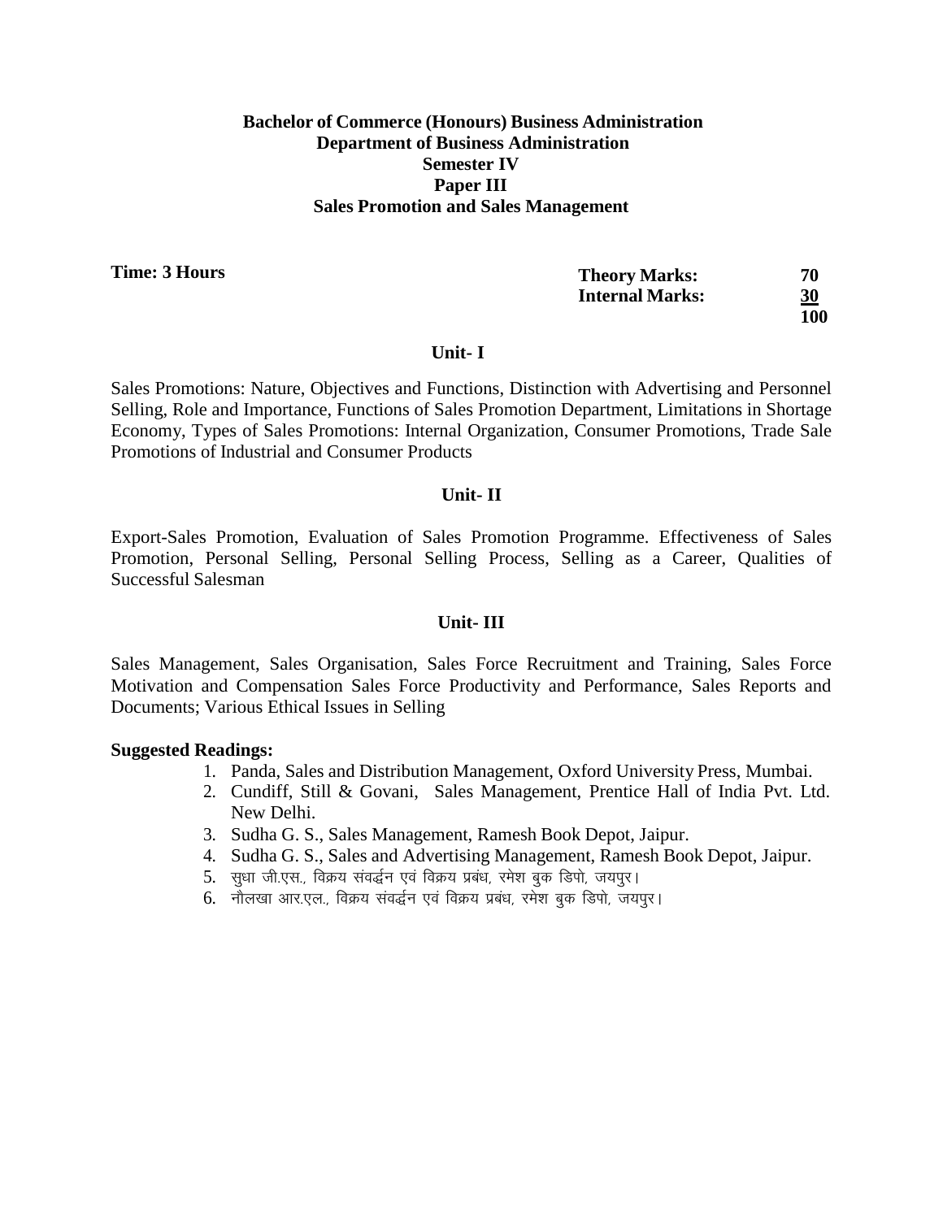**Bachelor of Commerce (Honours) Business Administration**
**Department of Business Administration**
**Semester IV**
**Paper III**
**Sales Promotion and Sales Management**

**Time: 3 Hours**

| | |
|---|---|
| **Theory Marks:** | **70** |
| **Internal Marks:** | **30** |
| | **100** |

### Unit- I

Sales Promotions: Nature, Objectives and Functions, Distinction with Advertising and Personnel Selling, Role and Importance, Functions of Sales Promotion Department, Limitations in Shortage Economy, Types of Sales Promotions: Internal Organization, Consumer Promotions, Trade Sale Promotions of Industrial and Consumer Products

### Unit- II

Export-Sales Promotion, Evaluation of Sales Promotion Programme. Effectiveness of Sales Promotion, Personal Selling, Personal Selling Process, Selling as a Career, Qualities of Successful Salesman

### Unit- III

Sales Management, Sales Organisation, Sales Force Recruitment and Training, Sales Force Motivation and Compensation Sales Force Productivity and Performance, Sales Reports and Documents; Various Ethical Issues in Selling

**Suggested Readings:**

1. Panda, Sales and Distribution Management, Oxford University Press, Mumbai.
2. Cundiff, Still & Govani, Sales Management, Prentice Hall of India Pvt. Ltd. New Delhi.
3. Sudha G. S., Sales Management, Ramesh Book Depot, Jaipur.
4. Sudha G. S., Sales and Advertising Management, Ramesh Book Depot, Jaipur.
5. सुधा जी.एस., विक्रय संवर्द्धन एवं विक्रय प्रबंध, रमेश बुक डिपो, जयपुर।
6. नौलखा आर.एल., विक्रय संवर्द्धन एवं विक्रय प्रबंध, रमेश बुक डिपो, जयपुर।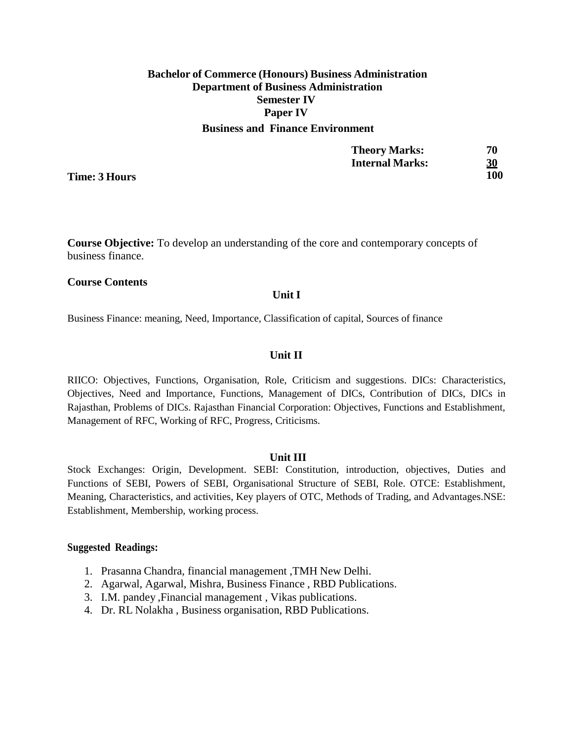**Bachelor of Commerce (Honours) Business Administration**
**Department of Business Administration**
**Semester IV**
**Paper IV**
**Business and Finance Environment**

| | | |
|---|---|---|
| | **Theory Marks:** | **70** |
| | **Internal Marks:** | **30** |
| **Time: 3 Hours** | | **100** |

**Course Objective:** To develop an understanding of the core and contemporary concepts of business finance.

**Course Contents**

**Unit I**

Business Finance: meaning, Need, Importance, Classification of capital, Sources of finance

**Unit II**

RIICO: Objectives, Functions, Organisation, Role, Criticism and suggestions. DICs: Characteristics, Objectives, Need and Importance, Functions, Management of DICs, Contribution of DICs, DICs in Rajasthan, Problems of DICs. Rajasthan Financial Corporation: Objectives, Functions and Establishment, Management of RFC, Working of RFC, Progress, Criticisms.

**Unit III**

Stock Exchanges: Origin, Development. SEBI: Constitution, introduction, objectives, Duties and Functions of SEBI, Powers of SEBI, Organisational Structure of SEBI, Role. OTCE: Establishment, Meaning, Characteristics, and activities, Key players of OTC, Methods of Trading, and Advantages.NSE: Establishment, Membership, working process.

**Suggested Readings:**

1. Prasanna Chandra, financial management ,TMH New Delhi.
2. Agarwal, Agarwal, Mishra, Business Finance , RBD Publications.
3. I.M. pandey ,Financial management , Vikas publications.
4. Dr. RL Nolakha , Business organisation, RBD Publications.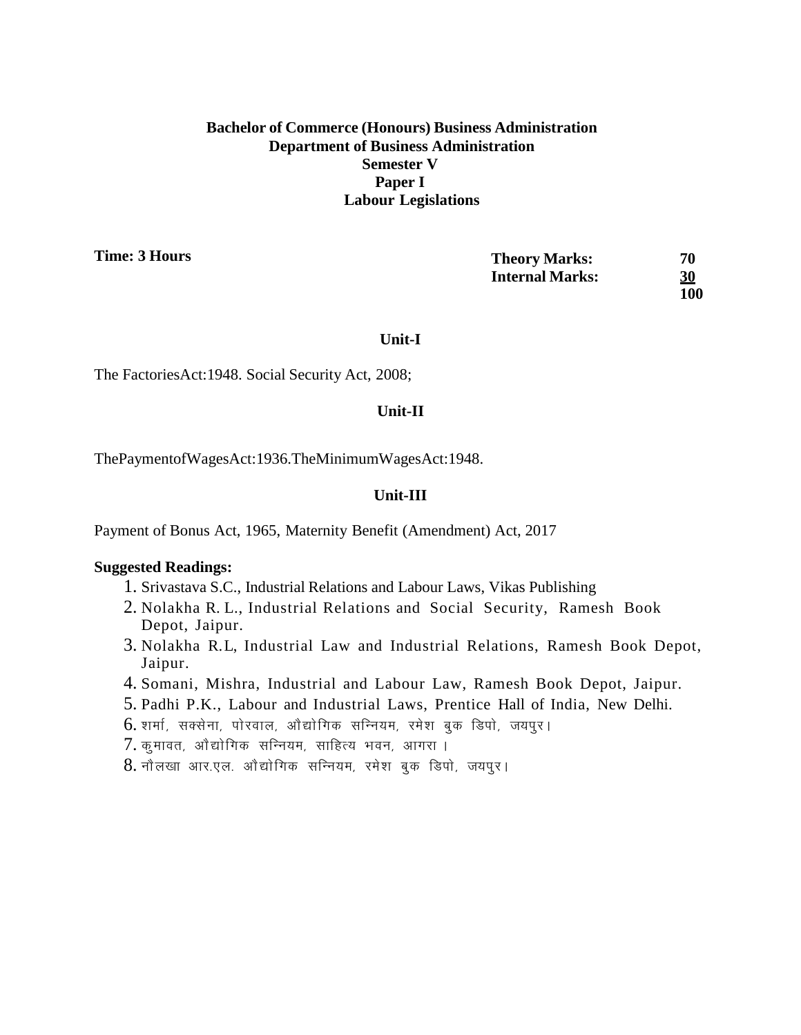**Bachelor of Commerce (Honours) Business Administration**
**Department of Business Administration**
**Semester V**
**Paper I**
**Labour Legislations**

**Time: 3 Hours**

| | |
|---|---|
| **Theory Marks:** | **70** |
| **Internal Marks:** | **30** |
| | **100** |

## Unit-I

The FactoriesAct:1948. Social Security Act, 2008;

## Unit-II

ThePaymentofWagesAct:1936.TheMinimumWagesAct:1948.

## Unit-III

Payment of Bonus Act, 1965, Maternity Benefit (Amendment) Act, 2017

**Suggested Readings:**

1. Srivastava S.C., Industrial Relations and Labour Laws, Vikas Publishing
2. Nolakha R. L., Industrial Relations and Social Security, Ramesh Book Depot, Jaipur.
3. Nolakha R.L, Industrial Law and Industrial Relations, Ramesh Book Depot, Jaipur.
4. Somani, Mishra, Industrial and Labour Law, Ramesh Book Depot, Jaipur.
5. Padhi P.K., Labour and Industrial Laws, Prentice Hall of India, New Delhi.
6. शर्मा, सक्सेना, पोरवाल, औद्योगिक सन्नियम, रमेश बुक डिपो, जयपुर।
7. कुमावत, औद्योगिक सन्नियम, साहित्य भवन, आगरा ।
8. नौलखा आर.एल. औद्योगिक सन्नियम, रमेश बुक डिपो, जयपुर।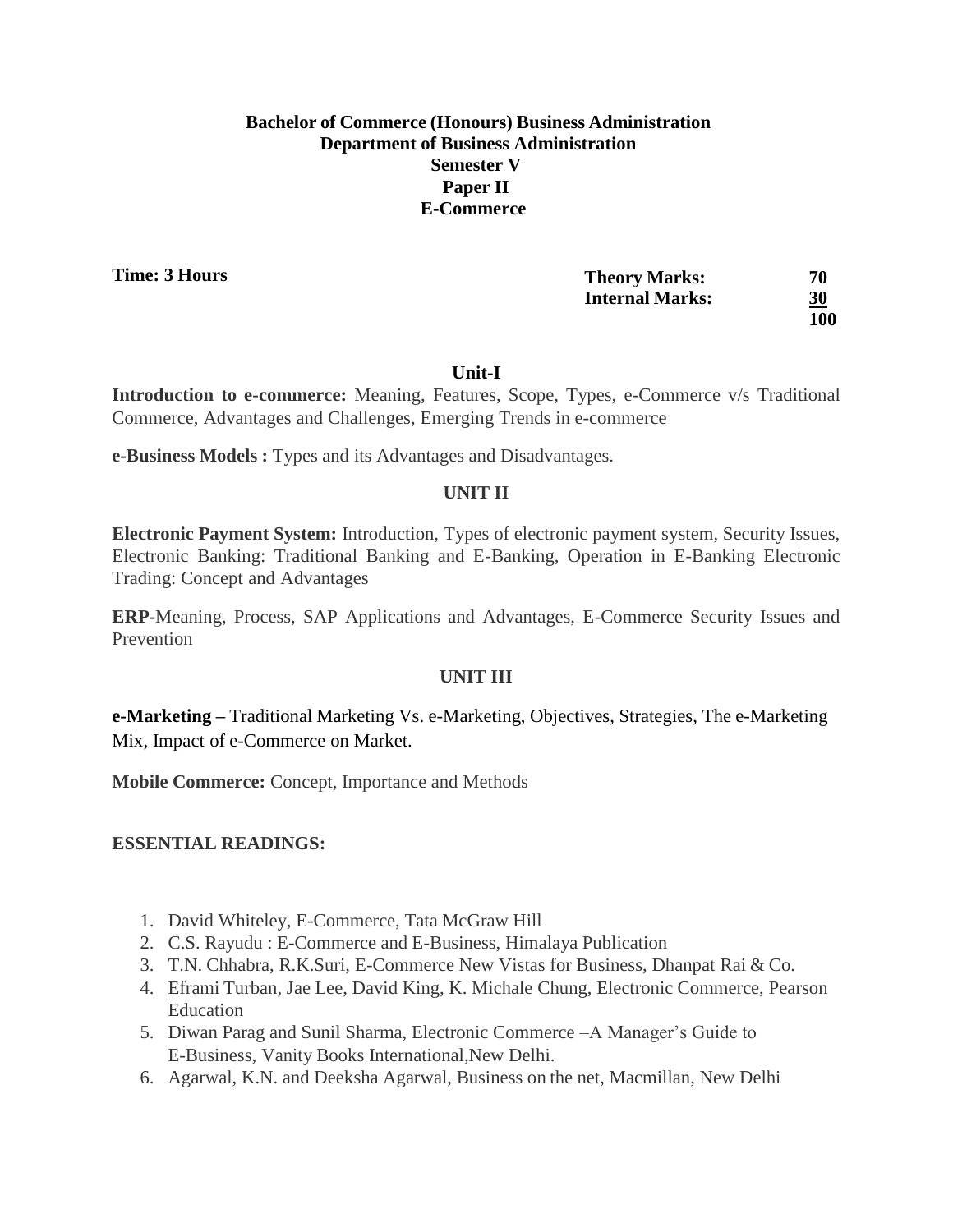**Bachelor of Commerce (Honours) Business Administration**
**Department of Business Administration**
**Semester V**
**Paper II**
**E-Commerce**

**Time: 3 Hours**

| | |
|---|---|
| **Theory Marks:** | **70** |
| **Internal Marks:** | **30** |
| | **100** |

### Unit-I

**Introduction to e-commerce:** Meaning, Features, Scope, Types, e-Commerce v/s Traditional Commerce, Advantages and Challenges, Emerging Trends in e-commerce

**e-Business Models :** Types and its Advantages and Disadvantages.

### UNIT II

**Electronic Payment System:** Introduction, Types of electronic payment system, Security Issues, Electronic Banking: Traditional Banking and E-Banking, Operation in E-Banking Electronic Trading: Concept and Advantages

**ERP-**Meaning, Process, SAP Applications and Advantages, E-Commerce Security Issues and Prevention

### UNIT III

**e-Marketing –** Traditional Marketing Vs. e-Marketing, Objectives, Strategies, The e-Marketing Mix, Impact of e-Commerce on Market.

**Mobile Commerce:** Concept, Importance and Methods

**ESSENTIAL READINGS:**

1. David Whiteley, E-Commerce, Tata McGraw Hill
2. C.S. Rayudu : E-Commerce and E-Business, Himalaya Publication
3. T.N. Chhabra, R.K.Suri, E-Commerce New Vistas for Business, Dhanpat Rai & Co.
4. Eframi Turban, Jae Lee, David King, K. Michale Chung, Electronic Commerce, Pearson Education
5. Diwan Parag and Sunil Sharma, Electronic Commerce –A Manager's Guide to E-Business, Vanity Books International,New Delhi.
6. Agarwal, K.N. and Deeksha Agarwal, Business on the net, Macmillan, New Delhi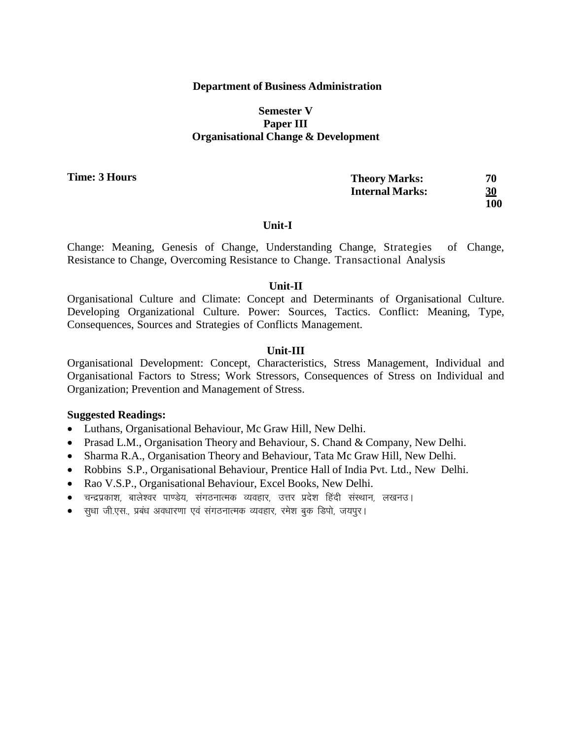## Department of Business Administration

### Semester V
### Paper III
### Organisational Change & Development

**Time: 3 Hours**

| | |
|---|---|
| **Theory Marks:** | **70** |
| **Internal Marks:** | **30** |
| | **100** |

### Unit-I

Change: Meaning, Genesis of Change, Understanding Change, Strategies of Change, Resistance to Change, Overcoming Resistance to Change. Transactional Analysis

### Unit-II

Organisational Culture and Climate: Concept and Determinants of Organisational Culture. Developing Organizational Culture. Power: Sources, Tactics. Conflict: Meaning, Type, Consequences, Sources and Strategies of Conflicts Management.

### Unit-III

Organisational Development: Concept, Characteristics, Stress Management, Individual and Organisational Factors to Stress; Work Stressors, Consequences of Stress on Individual and Organization; Prevention and Management of Stress.

**Suggested Readings:**

- Luthans, Organisational Behaviour, Mc Graw Hill, New Delhi.
- Prasad L.M., Organisation Theory and Behaviour, S. Chand & Company, New Delhi.
- Sharma R.A., Organisation Theory and Behaviour, Tata Mc Graw Hill, New Delhi.
- Robbins S.P., Organisational Behaviour, Prentice Hall of India Pvt. Ltd., New Delhi.
- Rao V.S.P., Organisational Behaviour, Excel Books, New Delhi.
- चन्द्रप्रकाश, बालेश्वर पाण्डेय, संगठनात्मक व्यवहार, उत्तर प्रदेश हिंदी संस्थान, लखनउ।
- सुधा जी.एस., प्रबंध अवधारणा एवं संगठनात्मक व्यवहार, रमेश बुक डिपो, जयपुर।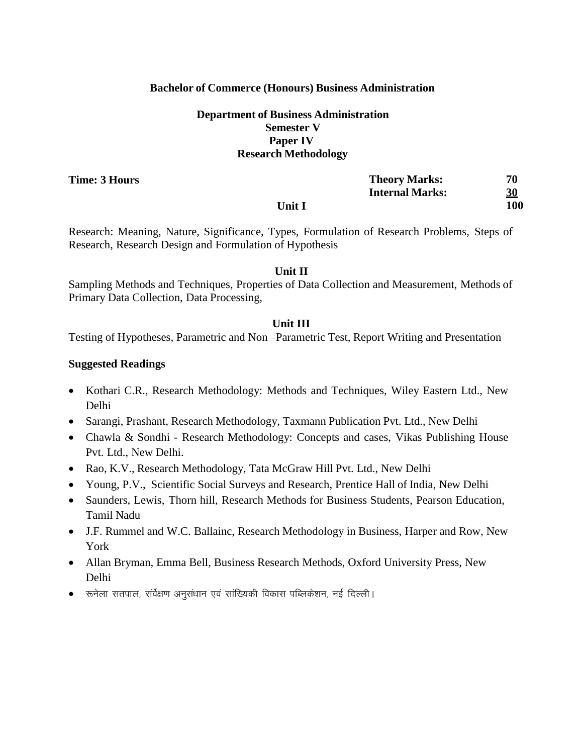**Bachelor of Commerce (Honours) Business Administration**

**Department of Business Administration**
**Semester V**
**Paper IV**
**Research Methodology**

| **Time: 3 Hours** | **Theory Marks:** | **70** |
|---|---|---|
| | **Internal Marks:** | **30** |
| | | **100** |

**Unit I**

Research: Meaning, Nature, Significance, Types, Formulation of Research Problems, Steps of Research, Research Design and Formulation of Hypothesis

**Unit II**

Sampling Methods and Techniques, Properties of Data Collection and Measurement, Methods of Primary Data Collection, Data Processing,

**Unit III**

Testing of Hypotheses, Parametric and Non –Parametric Test, Report Writing and Presentation

**Suggested Readings**

- Kothari C.R., Research Methodology: Methods and Techniques, Wiley Eastern Ltd., New Delhi
- Sarangi, Prashant, Research Methodology, Taxmann Publication Pvt. Ltd., New Delhi
- Chawla & Sondhi - Research Methodology: Concepts and cases, Vikas Publishing House Pvt. Ltd., New Delhi.
- Rao, K.V., Research Methodology, Tata McGraw Hill Pvt. Ltd., New Delhi
- Young, P.V., Scientific Social Surveys and Research, Prentice Hall of India, New Delhi
- Saunders, Lewis, Thorn hill, Research Methods for Business Students, Pearson Education, Tamil Nadu
- J.F. Rummel and W.C. Ballainc, Research Methodology in Business, Harper and Row, New York
- Allan Bryman, Emma Bell, Business Research Methods, Oxford University Press, New Delhi
- रूनेला सतपाल, संर्वेक्षण अनुसंधान एवं सांख्यिकी विकास पब्लिकेशन, नई दिल्ली।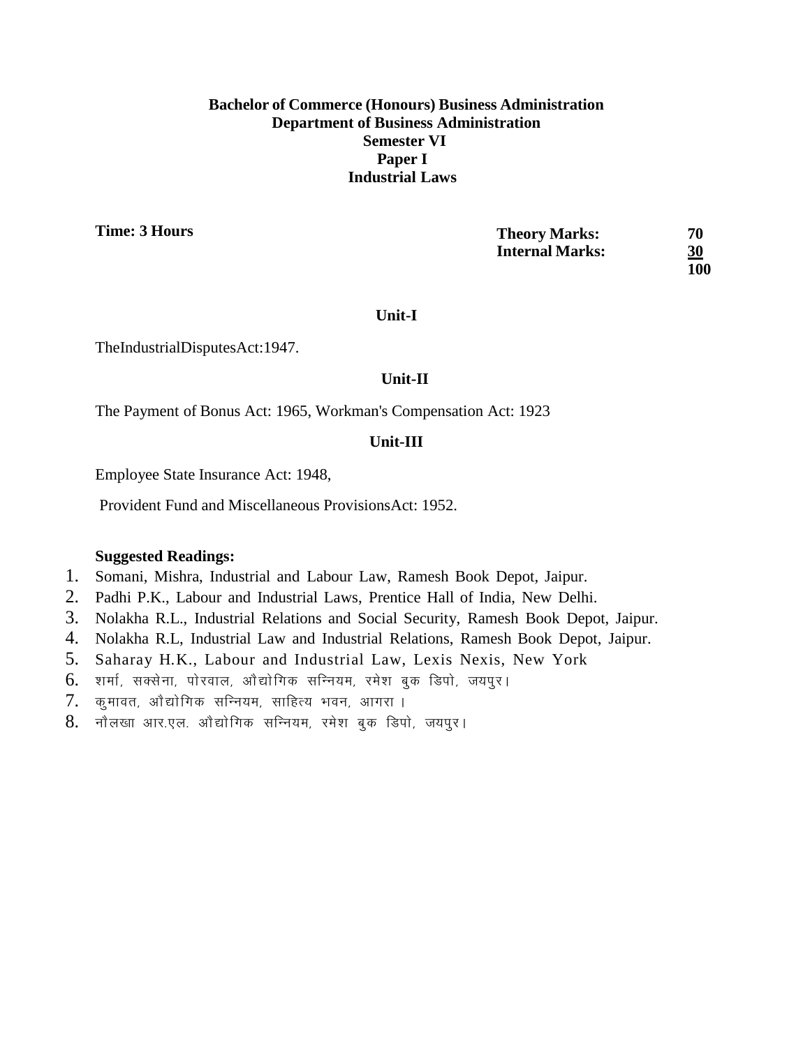**Bachelor of Commerce (Honours) Business Administration**
**Department of Business Administration**
**Semester VI**
**Paper I**
**Industrial Laws**

**Time: 3 Hours**

| | |
|---|---|
| **Theory Marks:** | **70** |
| **Internal Marks:** | **30** |
| | **100** |

**Unit-I**

TheIndustrialDisputesAct:1947.

**Unit-II**

The Payment of Bonus Act: 1965, Workman's Compensation Act: 1923

**Unit-III**

Employee State Insurance Act: 1948,

Provident Fund and Miscellaneous ProvisionsAct: 1952.

**Suggested Readings:**

1. Somani, Mishra, Industrial and Labour Law, Ramesh Book Depot, Jaipur.
2. Padhi P.K., Labour and Industrial Laws, Prentice Hall of India, New Delhi.
3. Nolakha R.L., Industrial Relations and Social Security, Ramesh Book Depot, Jaipur.
4. Nolakha R.L, Industrial Law and Industrial Relations, Ramesh Book Depot, Jaipur.
5. Saharay H.K., Labour and Industrial Law, Lexis Nexis, New York
6. शर्मा, सक्सेना, पोरवाल, औद्योगिक सन्नियम, रमेश बुक डिपो, जयपुर।
7. कुमावत, औद्योगिक सन्नियम, साहित्य भवन, आगरा।
8. नौलखा आर.एल. औद्योगिक सन्नियम, रमेश बुक डिपो, जयपुर।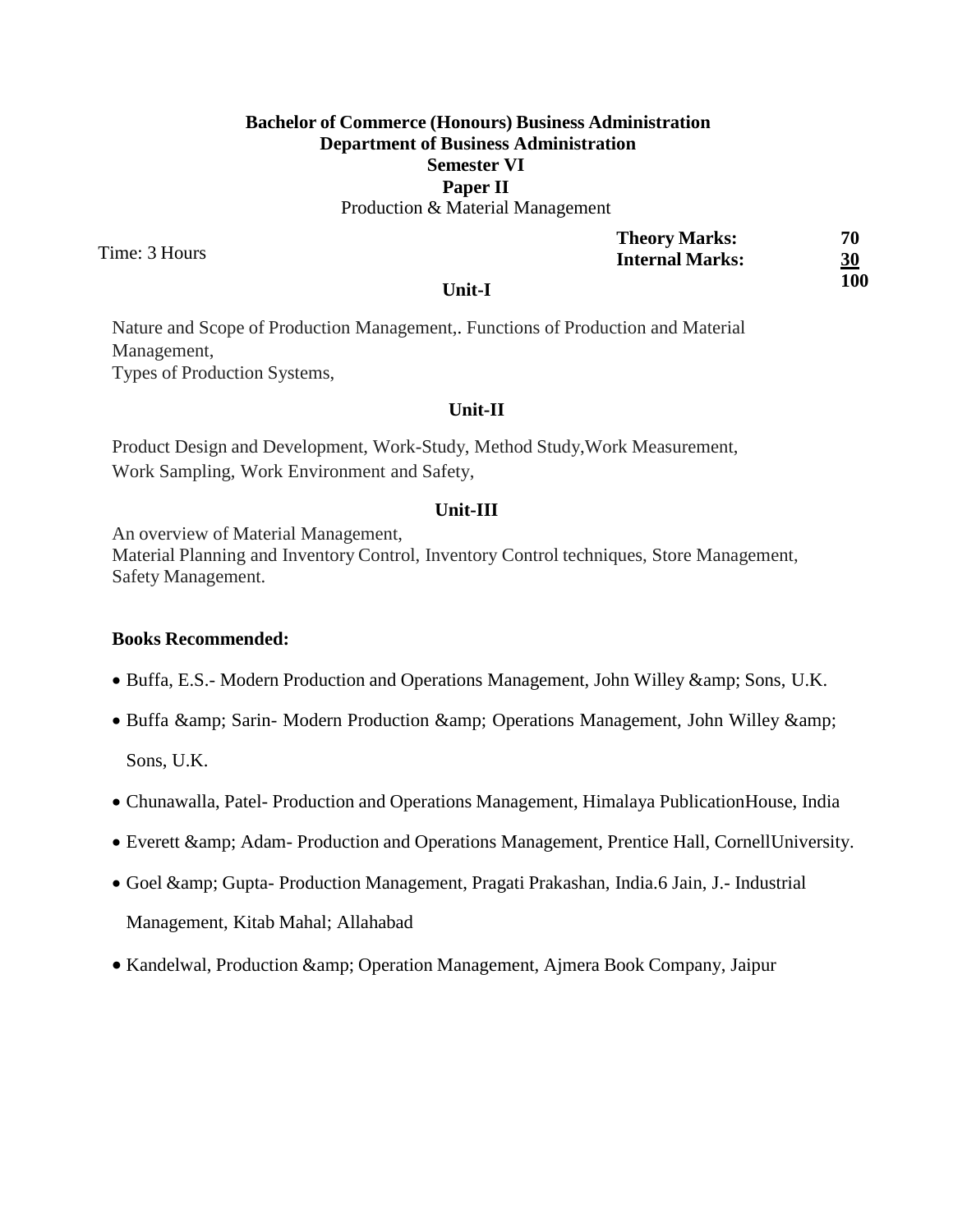**Bachelor of Commerce (Honours) Business Administration**
**Department of Business Administration**
**Semester VI**
**Paper II**
Production & Material Management

Time: 3 Hours

| | |
|---|---|
| **Theory Marks:** | **70** |
| **Internal Marks:** | **30** |
| | **100** |

### Unit-I

Nature and Scope of Production Management,. Functions of Production and Material Management,
Types of Production Systems,

### Unit-II

Product Design and Development, Work-Study, Method Study,Work Measurement, Work Sampling, Work Environment and Safety,

### Unit-III

An overview of Material Management,
Material Planning and Inventory Control, Inventory Control techniques, Store Management, Safety Management.

**Books Recommended:**

- Buffa, E.S.- Modern Production and Operations Management, John Willey &amp; Sons, U.K.
- Buffa &amp; Sarin- Modern Production &amp; Operations Management, John Willey &amp; Sons, U.K.
- Chunawalla, Patel- Production and Operations Management, Himalaya PublicationHouse, India
- Everett &amp; Adam- Production and Operations Management, Prentice Hall, CornellUniversity.
- Goel &amp; Gupta- Production Management, Pragati Prakashan, India.6 Jain, J.- Industrial Management, Kitab Mahal; Allahabad
- Kandelwal, Production &amp; Operation Management, Ajmera Book Company, Jaipur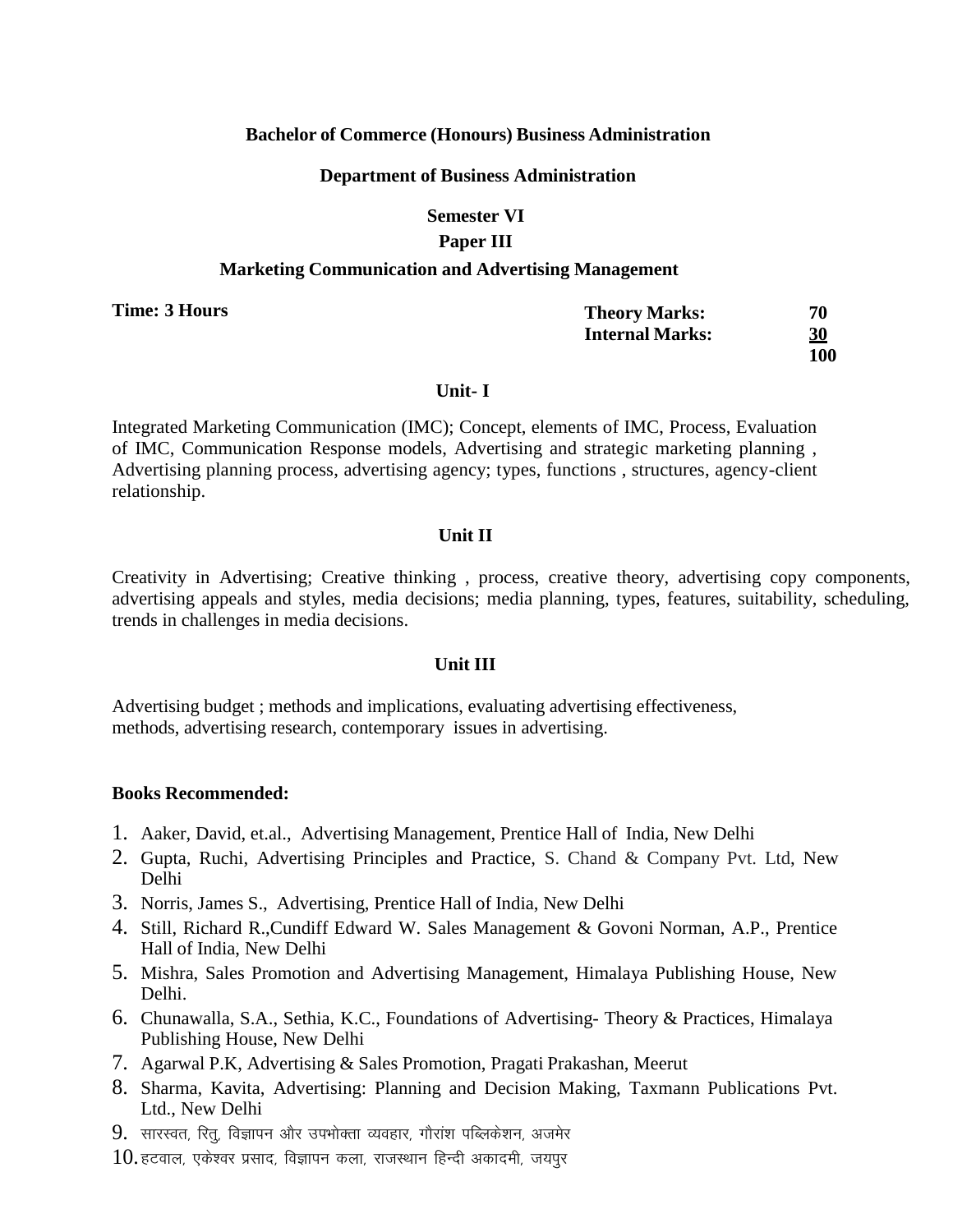**Bachelor of Commerce (Honours) Business Administration**

**Department of Business Administration**

**Semester VI**

**Paper III**

**Marketing Communication and Advertising Management**

**Time: 3 Hours**

| | |
|---|---|
| **Theory Marks:** | **70** |
| **Internal Marks:** | **30** |
| | **100** |

### Unit- I

Integrated Marketing Communication (IMC); Concept, elements of IMC, Process, Evaluation of IMC, Communication Response models, Advertising and strategic marketing planning , Advertising planning process, advertising agency; types, functions , structures, agency-client relationship.

### Unit II

Creativity in Advertising; Creative thinking , process, creative theory, advertising copy components, advertising appeals and styles, media decisions; media planning, types, features, suitability, scheduling, trends in challenges in media decisions.

### Unit III

Advertising budget ; methods and implications, evaluating advertising effectiveness, methods, advertising research, contemporary issues in advertising.

**Books Recommended:**

1. Aaker, David, et.al., Advertising Management, Prentice Hall of India, New Delhi
2. Gupta, Ruchi, Advertising Principles and Practice, S. Chand & Company Pvt. Ltd, New Delhi
3. Norris, James S., Advertising, Prentice Hall of India, New Delhi
4. Still, Richard R.,Cundiff Edward W. Sales Management & Govoni Norman, A.P., Prentice Hall of India, New Delhi
5. Mishra, Sales Promotion and Advertising Management, Himalaya Publishing House, New Delhi.
6. Chunawalla, S.A., Sethia, K.C., Foundations of Advertising- Theory & Practices, Himalaya Publishing House, New Delhi
7. Agarwal P.K, Advertising & Sales Promotion, Pragati Prakashan, Meerut
8. Sharma, Kavita, Advertising: Planning and Decision Making, Taxmann Publications Pvt. Ltd., New Delhi
9. सारस्वत, रितु, विज्ञापन और उपभोक्ता व्यवहार, गौरांश पब्लिकेशन, अजमेर
10. हटवाल, एकेश्वर प्रसाद, विज्ञापन कला, राजस्थान हिन्दी अकादमी, जयपुर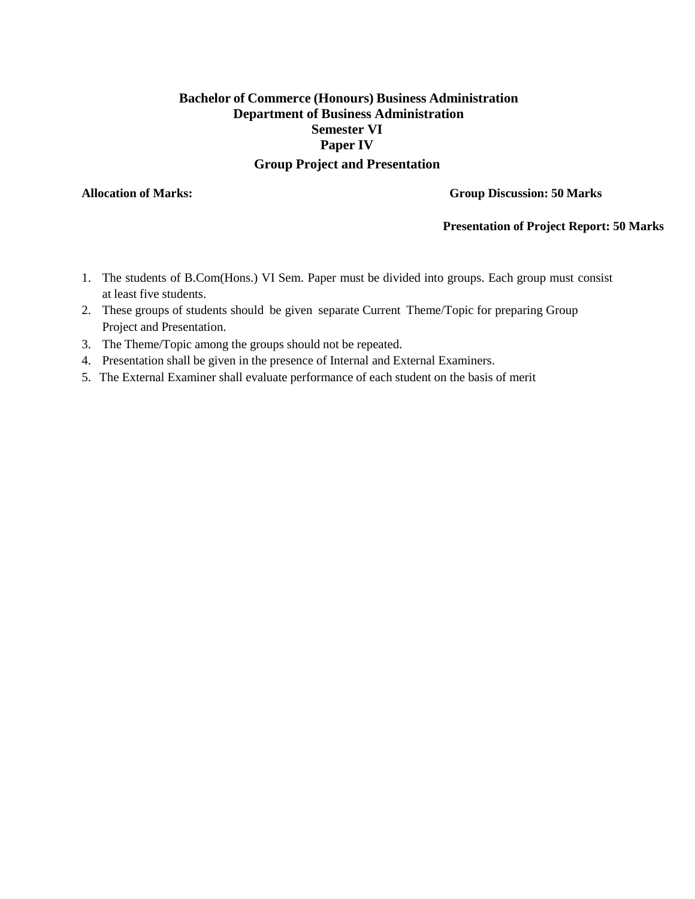**Bachelor of Commerce (Honours) Business Administration**
**Department of Business Administration**
**Semester VI**
**Paper IV**

## Group Project and Presentation

**Allocation of Marks:** **Group Discussion: 50 Marks**

**Presentation of Project Report: 50 Marks**

1. The students of B.Com(Hons.) VI Sem. Paper must be divided into groups. Each group must consist at least five students.
2. These groups of students should be given separate Current Theme/Topic for preparing Group Project and Presentation.
3. The Theme/Topic among the groups should not be repeated.
4. Presentation shall be given in the presence of Internal and External Examiners.
5. The External Examiner shall evaluate performance of each student on the basis of merit